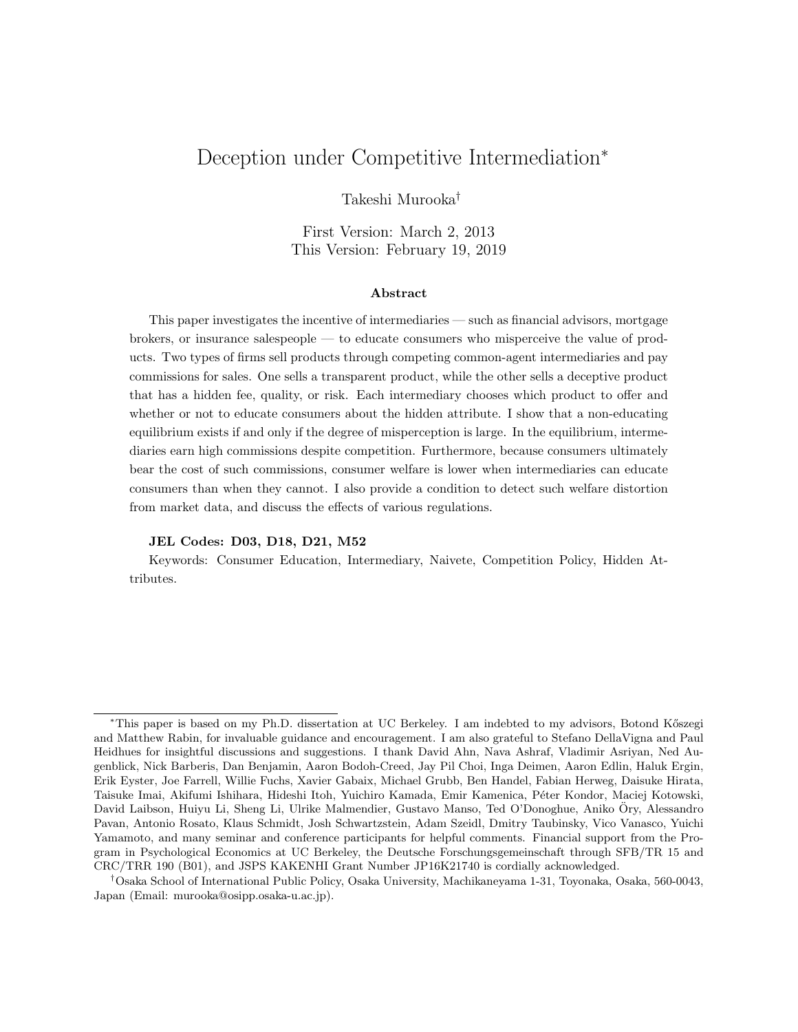# Deception under Competitive Intermediation*

Takeshi Murooka†

First Version: March 2, 2013
This Version: February 19, 2019

### Abstract

This paper investigates the incentive of intermediaries — such as financial advisors, mortgage brokers, or insurance salespeople — to educate consumers who misperceive the value of products. Two types of firms sell products through competing common-agent intermediaries and pay commissions for sales. One sells a transparent product, while the other sells a deceptive product that has a hidden fee, quality, or risk. Each intermediary chooses which product to offer and whether or not to educate consumers about the hidden attribute. I show that a non-educating equilibrium exists if and only if the degree of misperception is large. In the equilibrium, intermediaries earn high commissions despite competition. Furthermore, because consumers ultimately bear the cost of such commissions, consumer welfare is lower when intermediaries can educate consumers than when they cannot. I also provide a condition to detect such welfare distortion from market data, and discuss the effects of various regulations.

**JEL Codes: D03, D18, D21, M52**

Keywords: Consumer Education, Intermediary, Naivete, Competition Policy, Hidden Attributes.

---

*This paper is based on my Ph.D. dissertation at UC Berkeley. I am indebted to my advisors, Botond Kőszegi and Matthew Rabin, for invaluable guidance and encouragement. I am also grateful to Stefano DellaVigna and Paul Heidhues for insightful discussions and suggestions. I thank David Ahn, Nava Ashraf, Vladimir Asriyan, Ned Augenblick, Nick Barberis, Dan Benjamin, Aaron Bodoh-Creed, Jay Pil Choi, Inga Deimen, Aaron Edlin, Haluk Ergin, Erik Eyster, Joe Farrell, Willie Fuchs, Xavier Gabaix, Michael Grubb, Ben Handel, Fabian Herweg, Daisuke Hirata, Taisuke Imai, Akifumi Ishihara, Hideshi Itoh, Yuichiro Kamada, Emir Kamenica, Péter Kondor, Maciej Kotowski, David Laibson, Huiyu Li, Sheng Li, Ulrike Malmendier, Gustavo Manso, Ted O'Donoghue, Aniko Öry, Alessandro Pavan, Antonio Rosato, Klaus Schmidt, Josh Schwartzstein, Adam Szeidl, Dmitry Taubinsky, Vico Vanasco, Yuichi Yamamoto, and many seminar and conference participants for helpful comments. Financial support from the Program in Psychological Economics at UC Berkeley, the Deutsche Forschungsgemeinschaft through SFB/TR 15 and CRC/TRR 190 (B01), and JSPS KAKENHI Grant Number JP16K21740 is cordially acknowledged.

†Osaka School of International Public Policy, Osaka University, Machikaneyama 1-31, Toyonaka, Osaka, 560-0043, Japan (Email: murooka@osipp.osaka-u.ac.jp).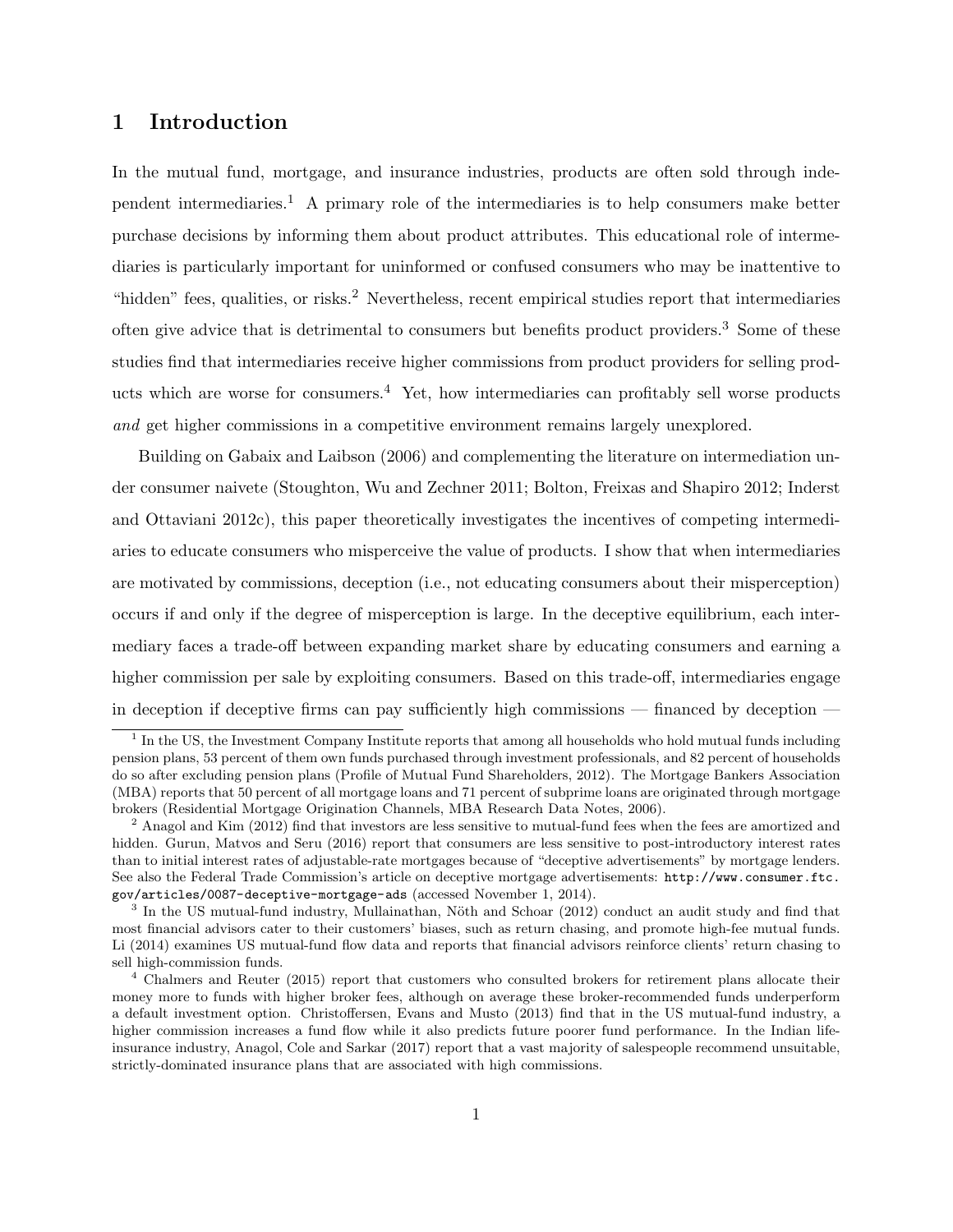# 1 Introduction

In the mutual fund, mortgage, and insurance industries, products are often sold through independent intermediaries.[1] A primary role of the intermediaries is to help consumers make better purchase decisions by informing them about product attributes. This educational role of intermediaries is particularly important for uninformed or confused consumers who may be inattentive to "hidden" fees, qualities, or risks.[2] Nevertheless, recent empirical studies report that intermediaries often give advice that is detrimental to consumers but benefits product providers.[3] Some of these studies find that intermediaries receive higher commissions from product providers for selling products which are worse for consumers.[4] Yet, how intermediaries can profitably sell worse products *and* get higher commissions in a competitive environment remains largely unexplored.

Building on Gabaix and Laibson (2006) and complementing the literature on intermediation under consumer naivete (Stoughton, Wu and Zechner 2011; Bolton, Freixas and Shapiro 2012; Inderst and Ottaviani 2012c), this paper theoretically investigates the incentives of competing intermediaries to educate consumers who misperceive the value of products. I show that when intermediaries are motivated by commissions, deception (i.e., not educating consumers about their misperception) occurs if and only if the degree of misperception is large. In the deceptive equilibrium, each intermediary faces a trade-off between expanding market share by educating consumers and earning a higher commission per sale by exploiting consumers. Based on this trade-off, intermediaries engage in deception if deceptive firms can pay sufficiently high commissions — financed by deception —

[1] In the US, the Investment Company Institute reports that among all households who hold mutual funds including pension plans, 53 percent of them own funds purchased through investment professionals, and 82 percent of households do so after excluding pension plans (Profile of Mutual Fund Shareholders, 2012). The Mortgage Bankers Association (MBA) reports that 50 percent of all mortgage loans and 71 percent of subprime loans are originated through mortgage brokers (Residential Mortgage Origination Channels, MBA Research Data Notes, 2006).

[2] Anagol and Kim (2012) find that investors are less sensitive to mutual-fund fees when the fees are amortized and hidden. Gurun, Matvos and Seru (2016) report that consumers are less sensitive to post-introductory interest rates than to initial interest rates of adjustable-rate mortgages because of "deceptive advertisements" by mortgage lenders. See also the Federal Trade Commission's article on deceptive mortgage advertisements: `http://www.consumer.ftc.gov/articles/0087-deceptive-mortgage-ads` (accessed November 1, 2014).

[3] In the US mutual-fund industry, Mullainathan, Nöth and Schoar (2012) conduct an audit study and find that most financial advisors cater to their customers' biases, such as return chasing, and promote high-fee mutual funds. Li (2014) examines US mutual-fund flow data and reports that financial advisors reinforce clients' return chasing to sell high-commission funds.

[4] Chalmers and Reuter (2015) report that customers who consulted brokers for retirement plans allocate their money more to funds with higher broker fees, although on average these broker-recommended funds underperform a default investment option. Christoffersen, Evans and Musto (2013) find that in the US mutual-fund industry, a higher commission increases a fund flow while it also predicts future poorer fund performance. In the Indian life-insurance industry, Anagol, Cole and Sarkar (2017) report that a vast majority of salespeople recommend unsuitable, strictly-dominated insurance plans that are associated with high commissions.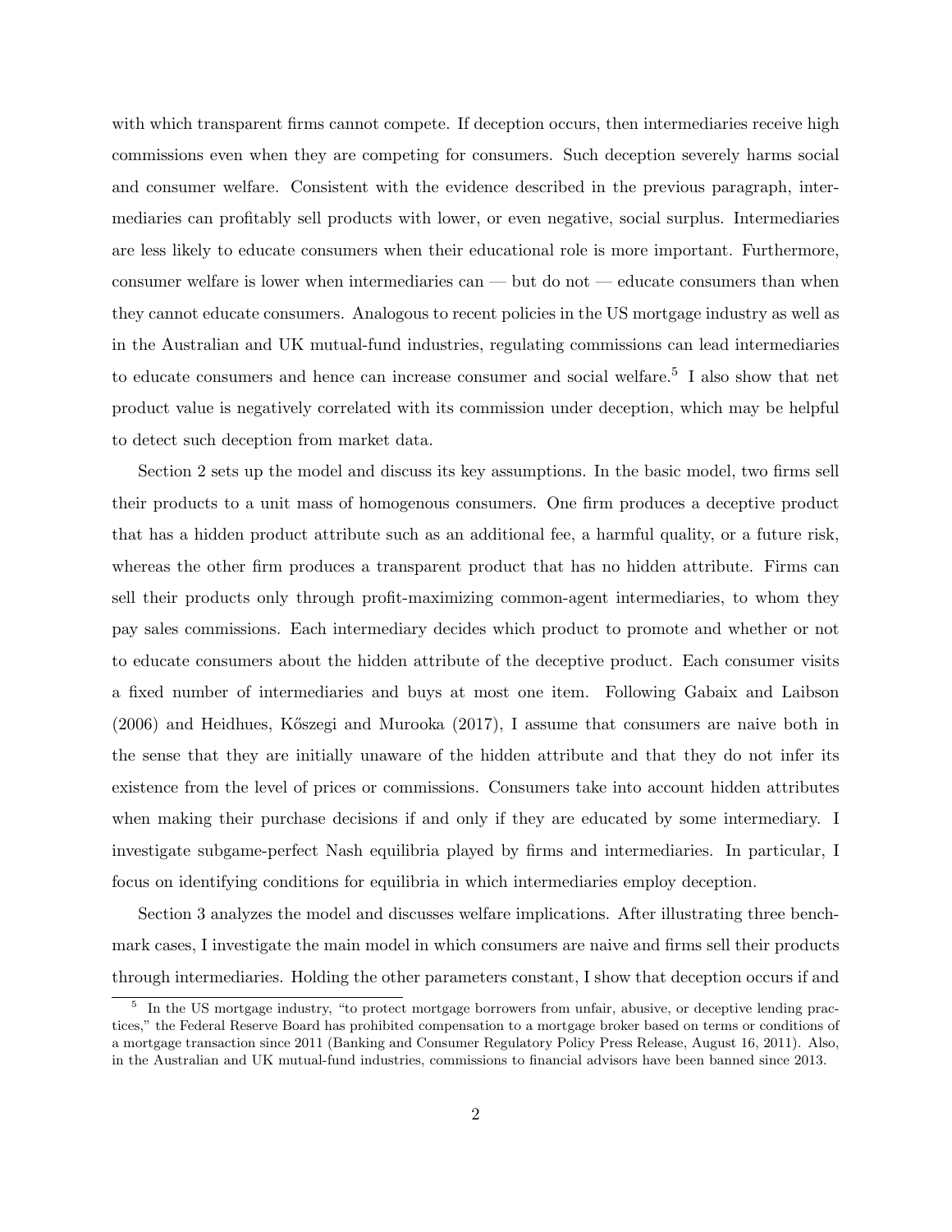with which transparent firms cannot compete. If deception occurs, then intermediaries receive high commissions even when they are competing for consumers. Such deception severely harms social and consumer welfare. Consistent with the evidence described in the previous paragraph, intermediaries can profitably sell products with lower, or even negative, social surplus. Intermediaries are less likely to educate consumers when their educational role is more important. Furthermore, consumer welfare is lower when intermediaries can — but do not — educate consumers than when they cannot educate consumers. Analogous to recent policies in the US mortgage industry as well as in the Australian and UK mutual-fund industries, regulating commissions can lead intermediaries to educate consumers and hence can increase consumer and social welfare.[5] I also show that net product value is negatively correlated with its commission under deception, which may be helpful to detect such deception from market data.

Section 2 sets up the model and discuss its key assumptions. In the basic model, two firms sell their products to a unit mass of homogenous consumers. One firm produces a deceptive product that has a hidden product attribute such as an additional fee, a harmful quality, or a future risk, whereas the other firm produces a transparent product that has no hidden attribute. Firms can sell their products only through profit-maximizing common-agent intermediaries, to whom they pay sales commissions. Each intermediary decides which product to promote and whether or not to educate consumers about the hidden attribute of the deceptive product. Each consumer visits a fixed number of intermediaries and buys at most one item. Following Gabaix and Laibson (2006) and Heidhues, Kőszegi and Murooka (2017), I assume that consumers are naive both in the sense that they are initially unaware of the hidden attribute and that they do not infer its existence from the level of prices or commissions. Consumers take into account hidden attributes when making their purchase decisions if and only if they are educated by some intermediary. I investigate subgame-perfect Nash equilibria played by firms and intermediaries. In particular, I focus on identifying conditions for equilibria in which intermediaries employ deception.

Section 3 analyzes the model and discusses welfare implications. After illustrating three benchmark cases, I investigate the main model in which consumers are naive and firms sell their products through intermediaries. Holding the other parameters constant, I show that deception occurs if and

[5] In the US mortgage industry, "to protect mortgage borrowers from unfair, abusive, or deceptive lending practices," the Federal Reserve Board has prohibited compensation to a mortgage broker based on terms or conditions of a mortgage transaction since 2011 (Banking and Consumer Regulatory Policy Press Release, August 16, 2011). Also, in the Australian and UK mutual-fund industries, commissions to financial advisors have been banned since 2013.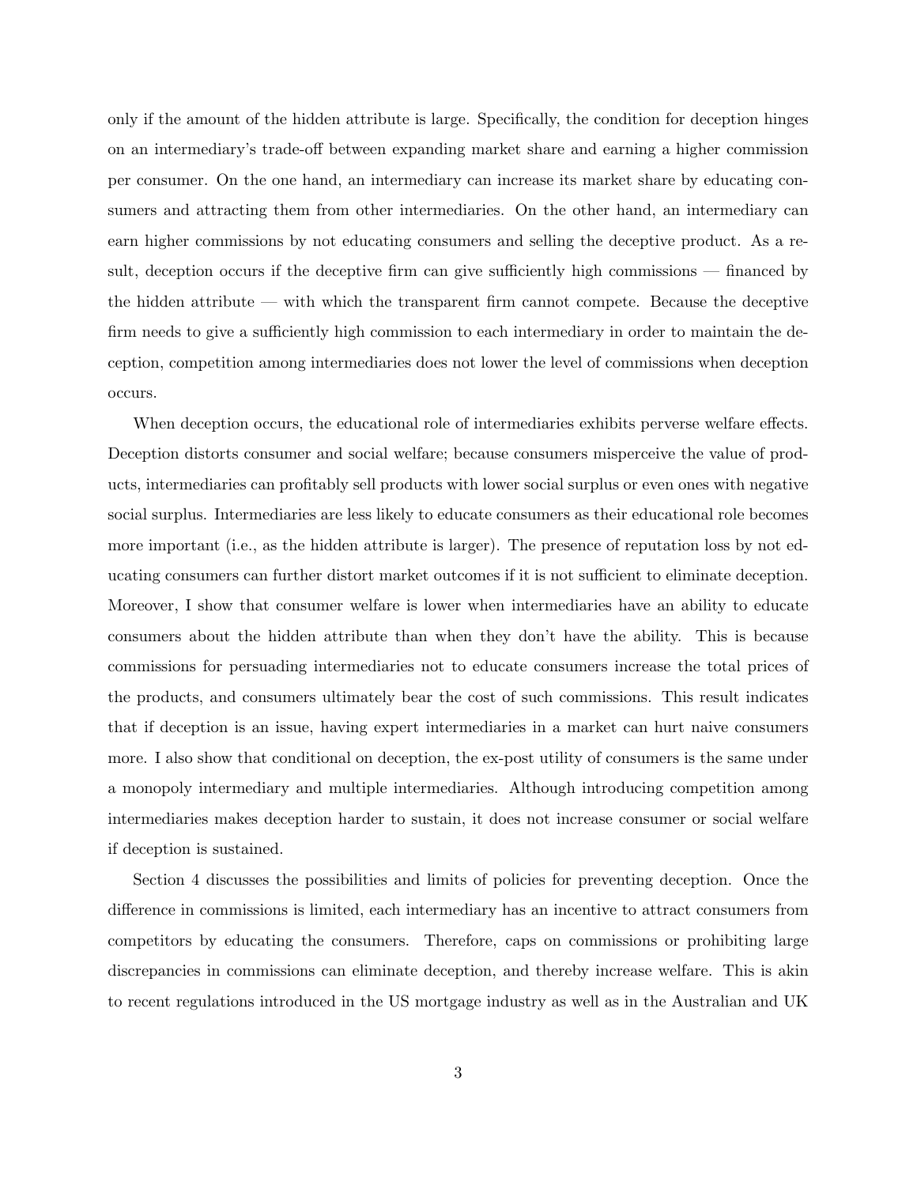only if the amount of the hidden attribute is large. Specifically, the condition for deception hinges on an intermediary's trade-off between expanding market share and earning a higher commission per consumer. On the one hand, an intermediary can increase its market share by educating consumers and attracting them from other intermediaries. On the other hand, an intermediary can earn higher commissions by not educating consumers and selling the deceptive product. As a result, deception occurs if the deceptive firm can give sufficiently high commissions — financed by the hidden attribute — with which the transparent firm cannot compete. Because the deceptive firm needs to give a sufficiently high commission to each intermediary in order to maintain the deception, competition among intermediaries does not lower the level of commissions when deception occurs.

When deception occurs, the educational role of intermediaries exhibits perverse welfare effects. Deception distorts consumer and social welfare; because consumers misperceive the value of products, intermediaries can profitably sell products with lower social surplus or even ones with negative social surplus. Intermediaries are less likely to educate consumers as their educational role becomes more important (i.e., as the hidden attribute is larger). The presence of reputation loss by not educating consumers can further distort market outcomes if it is not sufficient to eliminate deception. Moreover, I show that consumer welfare is lower when intermediaries have an ability to educate consumers about the hidden attribute than when they don't have the ability. This is because commissions for persuading intermediaries not to educate consumers increase the total prices of the products, and consumers ultimately bear the cost of such commissions. This result indicates that if deception is an issue, having expert intermediaries in a market can hurt naive consumers more. I also show that conditional on deception, the ex-post utility of consumers is the same under a monopoly intermediary and multiple intermediaries. Although introducing competition among intermediaries makes deception harder to sustain, it does not increase consumer or social welfare if deception is sustained.

Section 4 discusses the possibilities and limits of policies for preventing deception. Once the difference in commissions is limited, each intermediary has an incentive to attract consumers from competitors by educating the consumers. Therefore, caps on commissions or prohibiting large discrepancies in commissions can eliminate deception, and thereby increase welfare. This is akin to recent regulations introduced in the US mortgage industry as well as in the Australian and UK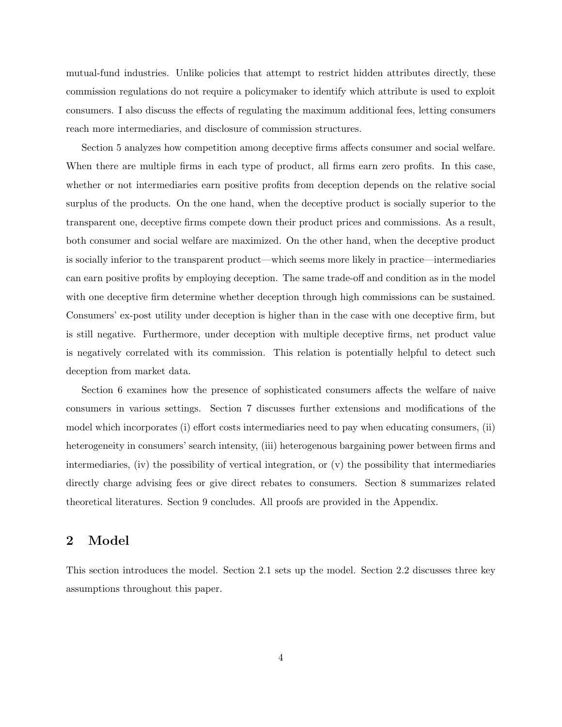mutual-fund industries. Unlike policies that attempt to restrict hidden attributes directly, these commission regulations do not require a policymaker to identify which attribute is used to exploit consumers. I also discuss the effects of regulating the maximum additional fees, letting consumers reach more intermediaries, and disclosure of commission structures.

Section 5 analyzes how competition among deceptive firms affects consumer and social welfare. When there are multiple firms in each type of product, all firms earn zero profits. In this case, whether or not intermediaries earn positive profits from deception depends on the relative social surplus of the products. On the one hand, when the deceptive product is socially superior to the transparent one, deceptive firms compete down their product prices and commissions. As a result, both consumer and social welfare are maximized. On the other hand, when the deceptive product is socially inferior to the transparent product—which seems more likely in practice—intermediaries can earn positive profits by employing deception. The same trade-off and condition as in the model with one deceptive firm determine whether deception through high commissions can be sustained. Consumers' ex-post utility under deception is higher than in the case with one deceptive firm, but is still negative. Furthermore, under deception with multiple deceptive firms, net product value is negatively correlated with its commission. This relation is potentially helpful to detect such deception from market data.

Section 6 examines how the presence of sophisticated consumers affects the welfare of naive consumers in various settings. Section 7 discusses further extensions and modifications of the model which incorporates (i) effort costs intermediaries need to pay when educating consumers, (ii) heterogeneity in consumers' search intensity, (iii) heterogenous bargaining power between firms and intermediaries, (iv) the possibility of vertical integration, or (v) the possibility that intermediaries directly charge advising fees or give direct rebates to consumers. Section 8 summarizes related theoretical literatures. Section 9 concludes. All proofs are provided in the Appendix.

## 2 Model

This section introduces the model. Section 2.1 sets up the model. Section 2.2 discusses three key assumptions throughout this paper.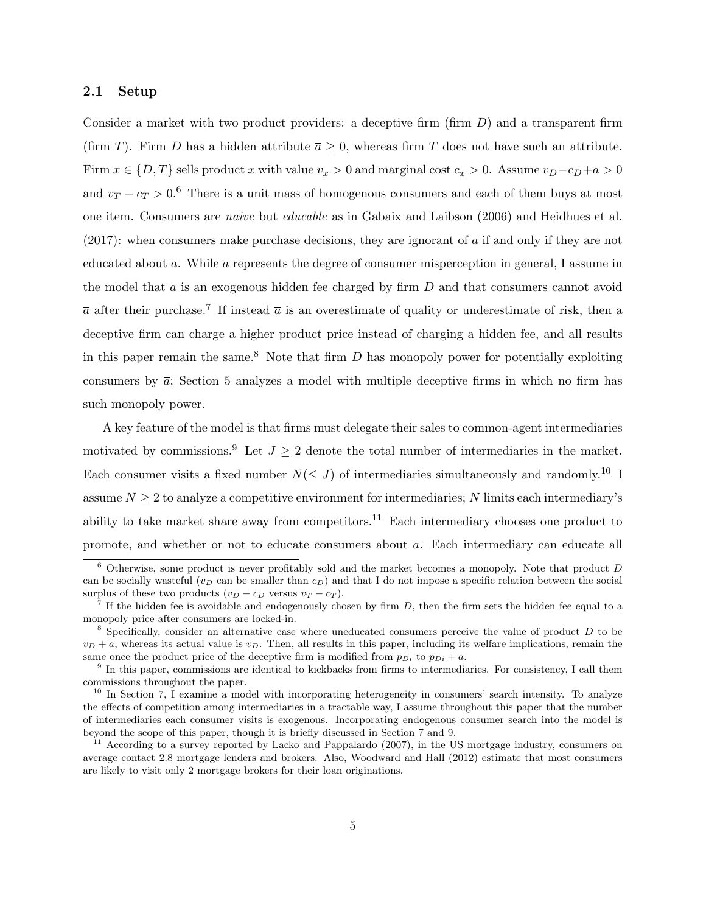### 2.1 Setup

Consider a market with two product providers: a deceptive firm (firm $D$) and a transparent firm (firm $T$). Firm $D$ has a hidden attribute $\overline{a} \geq 0$, whereas firm $T$ does not have such an attribute. Firm $x \in \{D, T\}$ sells product $x$ with value $v_x > 0$ and marginal cost $c_x > 0$. Assume $v_D - c_D + \overline{a} > 0$ and $v_T - c_T > 0$.[6] There is a unit mass of homogenous consumers and each of them buys at most one item. Consumers are *naive* but *educable* as in Gabaix and Laibson (2006) and Heidhues et al. (2017): when consumers make purchase decisions, they are ignorant of $\overline{a}$ if and only if they are not educated about $\overline{a}$. While $\overline{a}$ represents the degree of consumer misperception in general, I assume in the model that $\overline{a}$ is an exogenous hidden fee charged by firm $D$ and that consumers cannot avoid $\overline{a}$ after their purchase.[7] If instead $\overline{a}$ is an overestimate of quality or underestimate of risk, then a deceptive firm can charge a higher product price instead of charging a hidden fee, and all results in this paper remain the same.[8] Note that firm $D$ has monopoly power for potentially exploiting consumers by $\overline{a}$; Section 5 analyzes a model with multiple deceptive firms in which no firm has such monopoly power.

A key feature of the model is that firms must delegate their sales to common-agent intermediaries motivated by commissions.[9] Let $J \geq 2$ denote the total number of intermediaries in the market. Each consumer visits a fixed number $N (\leq J)$ of intermediaries simultaneously and randomly.[10] I assume $N \geq 2$ to analyze a competitive environment for intermediaries; $N$ limits each intermediary's ability to take market share away from competitors.[11] Each intermediary chooses one product to promote, and whether or not to educate consumers about $\overline{a}$. Each intermediary can educate all

[6] Otherwise, some product is never profitably sold and the market becomes a monopoly. Note that product $D$ can be socially wasteful ($v_D$ can be smaller than $c_D$) and that I do not impose a specific relation between the social surplus of these two products ($v_D - c_D$ versus $v_T - c_T$).

[7] If the hidden fee is avoidable and endogenously chosen by firm $D$, then the firm sets the hidden fee equal to a monopoly price after consumers are locked-in.

[8] Specifically, consider an alternative case where uneducated consumers perceive the value of product $D$ to be $v_D + \overline{a}$, whereas its actual value is $v_D$. Then, all results in this paper, including its welfare implications, remain the same once the product price of the deceptive firm is modified from $p_{Di}$ to $p_{Di} + \overline{a}$.

[9] In this paper, commissions are identical to kickbacks from firms to intermediaries. For consistency, I call them commissions throughout the paper.

[10] In Section 7, I examine a model with incorporating heterogeneity in consumers' search intensity. To analyze the effects of competition among intermediaries in a tractable way, I assume throughout this paper that the number of intermediaries each consumer visits is exogenous. Incorporating endogenous consumer search into the model is beyond the scope of this paper, though it is briefly discussed in Section 7 and 9.

[11] According to a survey reported by Lacko and Pappalardo (2007), in the US mortgage industry, consumers on average contact 2.8 mortgage lenders and brokers. Also, Woodward and Hall (2012) estimate that most consumers are likely to visit only 2 mortgage brokers for their loan originations.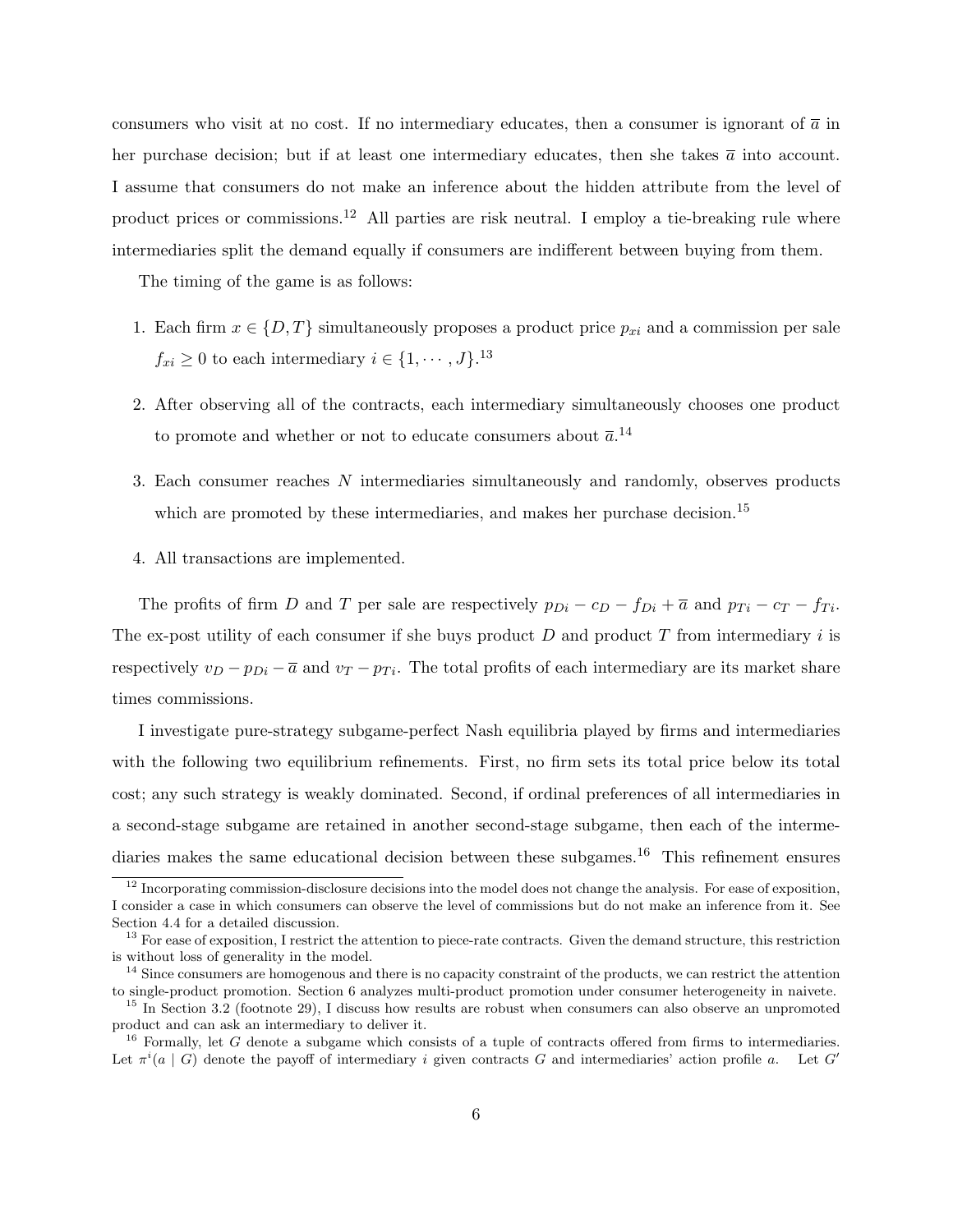consumers who visit at no cost. If no intermediary educates, then a consumer is ignorant of $\overline{a}$ in her purchase decision; but if at least one intermediary educates, then she takes $\overline{a}$ into account. I assume that consumers do not make an inference about the hidden attribute from the level of product prices or commissions.[12] All parties are risk neutral. I employ a tie-breaking rule where intermediaries split the demand equally if consumers are indifferent between buying from them.

The timing of the game is as follows:

1. Each firm $x \in \{D, T\}$ simultaneously proposes a product price $p_{xi}$ and a commission per sale $f_{xi} \geq 0$ to each intermediary $i \in \{1, \cdots, J\}$.[13]
2. After observing all of the contracts, each intermediary simultaneously chooses one product to promote and whether or not to educate consumers about $\overline{a}$.[14]
3. Each consumer reaches $N$ intermediaries simultaneously and randomly, observes products which are promoted by these intermediaries, and makes her purchase decision.[15]
4. All transactions are implemented.

The profits of firm $D$ and $T$ per sale are respectively $p_{Di} - c_D - f_{Di} + \overline{a}$ and $p_{Ti} - c_T - f_{Ti}$. The ex-post utility of each consumer if she buys product $D$ and product $T$ from intermediary $i$ is respectively $v_D - p_{Di} - \overline{a}$ and $v_T - p_{Ti}$. The total profits of each intermediary are its market share times commissions.

I investigate pure-strategy subgame-perfect Nash equilibria played by firms and intermediaries with the following two equilibrium refinements. First, no firm sets its total price below its total cost; any such strategy is weakly dominated. Second, if ordinal preferences of all intermediaries in a second-stage subgame are retained in another second-stage subgame, then each of the intermediaries makes the same educational decision between these subgames.[16] This refinement ensures

[12] Incorporating commission-disclosure decisions into the model does not change the analysis. For ease of exposition, I consider a case in which consumers can observe the level of commissions but do not make an inference from it. See Section 4.4 for a detailed discussion.

[13] For ease of exposition, I restrict the attention to piece-rate contracts. Given the demand structure, this restriction is without loss of generality in the model.

[14] Since consumers are homogenous and there is no capacity constraint of the products, we can restrict the attention to single-product promotion. Section 6 analyzes multi-product promotion under consumer heterogeneity in naivete.

[15] In Section 3.2 (footnote 29), I discuss how results are robust when consumers can also observe an unpromoted product and can ask an intermediary to deliver it.

[16] Formally, let $G$ denote a subgame which consists of a tuple of contracts offered from firms to intermediaries. Let $\pi^i(a \mid G)$ denote the payoff of intermediary $i$ given contracts $G$ and intermediaries' action profile $a$. Let $G'$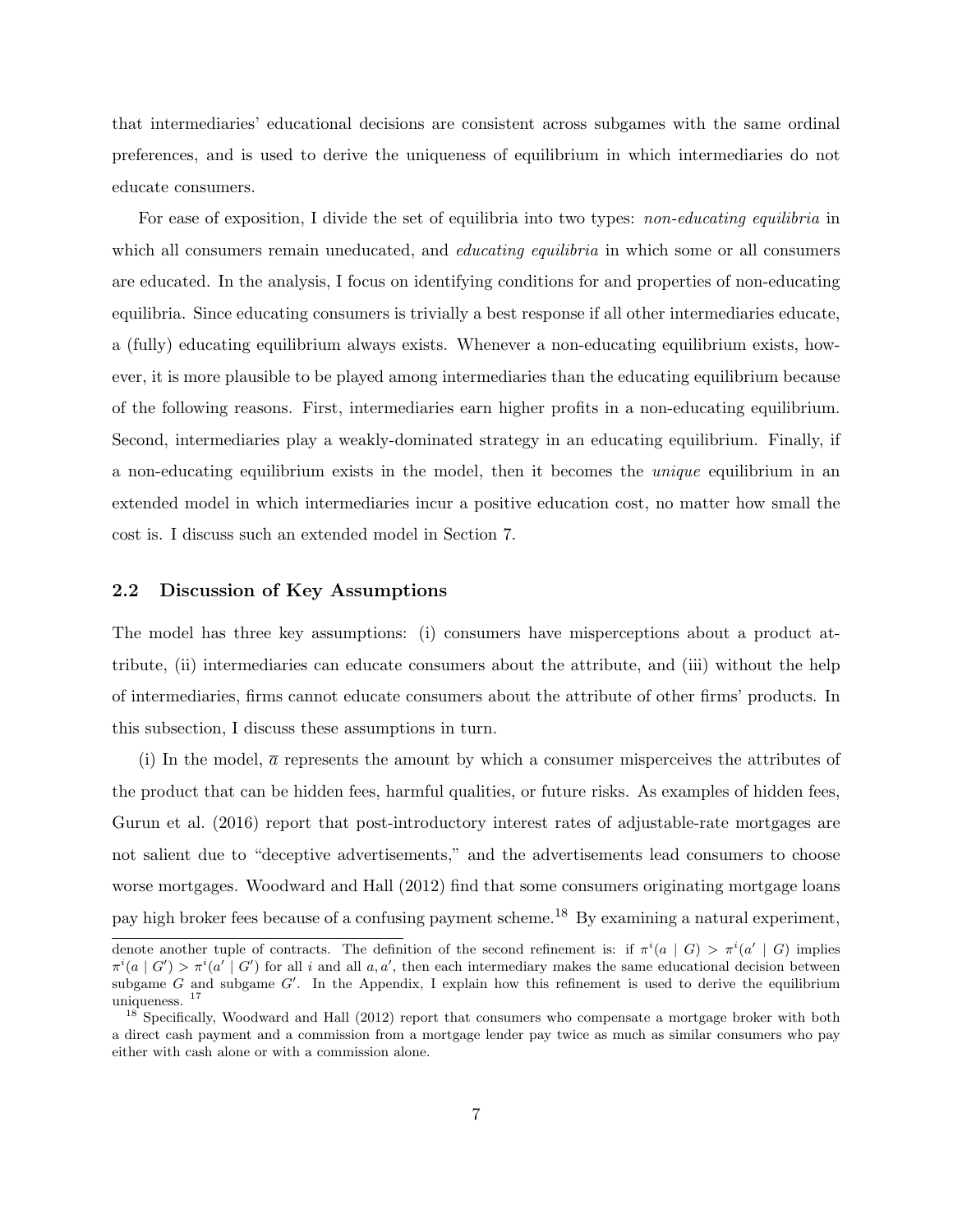that intermediaries' educational decisions are consistent across subgames with the same ordinal preferences, and is used to derive the uniqueness of equilibrium in which intermediaries do not educate consumers.

For ease of exposition, I divide the set of equilibria into two types: *non-educating equilibria* in which all consumers remain uneducated, and *educating equilibria* in which some or all consumers are educated. In the analysis, I focus on identifying conditions for and properties of non-educating equilibria. Since educating consumers is trivially a best response if all other intermediaries educate, a (fully) educating equilibrium always exists. Whenever a non-educating equilibrium exists, however, it is more plausible to be played among intermediaries than the educating equilibrium because of the following reasons. First, intermediaries earn higher profits in a non-educating equilibrium. Second, intermediaries play a weakly-dominated strategy in an educating equilibrium. Finally, if a non-educating equilibrium exists in the model, then it becomes the *unique* equilibrium in an extended model in which intermediaries incur a positive education cost, no matter how small the cost is. I discuss such an extended model in Section 7.

## 2.2 Discussion of Key Assumptions

The model has three key assumptions: (i) consumers have misperceptions about a product attribute, (ii) intermediaries can educate consumers about the attribute, and (iii) without the help of intermediaries, firms cannot educate consumers about the attribute of other firms' products. In this subsection, I discuss these assumptions in turn.

(i) In the model, $\overline{a}$ represents the amount by which a consumer misperceives the attributes of the product that can be hidden fees, harmful qualities, or future risks. As examples of hidden fees, Gurun et al. (2016) report that post-introductory interest rates of adjustable-rate mortgages are not salient due to "deceptive advertisements," and the advertisements lead consumers to choose worse mortgages. Woodward and Hall (2012) find that some consumers originating mortgage loans pay high broker fees because of a confusing payment scheme.[18] By examining a natural experiment,

denote another tuple of contracts. The definition of the second refinement is: if $\pi^i(a \mid G) > \pi^i(a' \mid G)$ implies $\pi^i(a \mid G') > \pi^i(a' \mid G')$ for all $i$ and all $a, a'$, then each intermediary makes the same educational decision between subgame $G$ and subgame $G'$. In the Appendix, I explain how this refinement is used to derive the equilibrium uniqueness. [17]

[18] Specifically, Woodward and Hall (2012) report that consumers who compensate a mortgage broker with both a direct cash payment and a commission from a mortgage lender pay twice as much as similar consumers who pay either with cash alone or with a commission alone.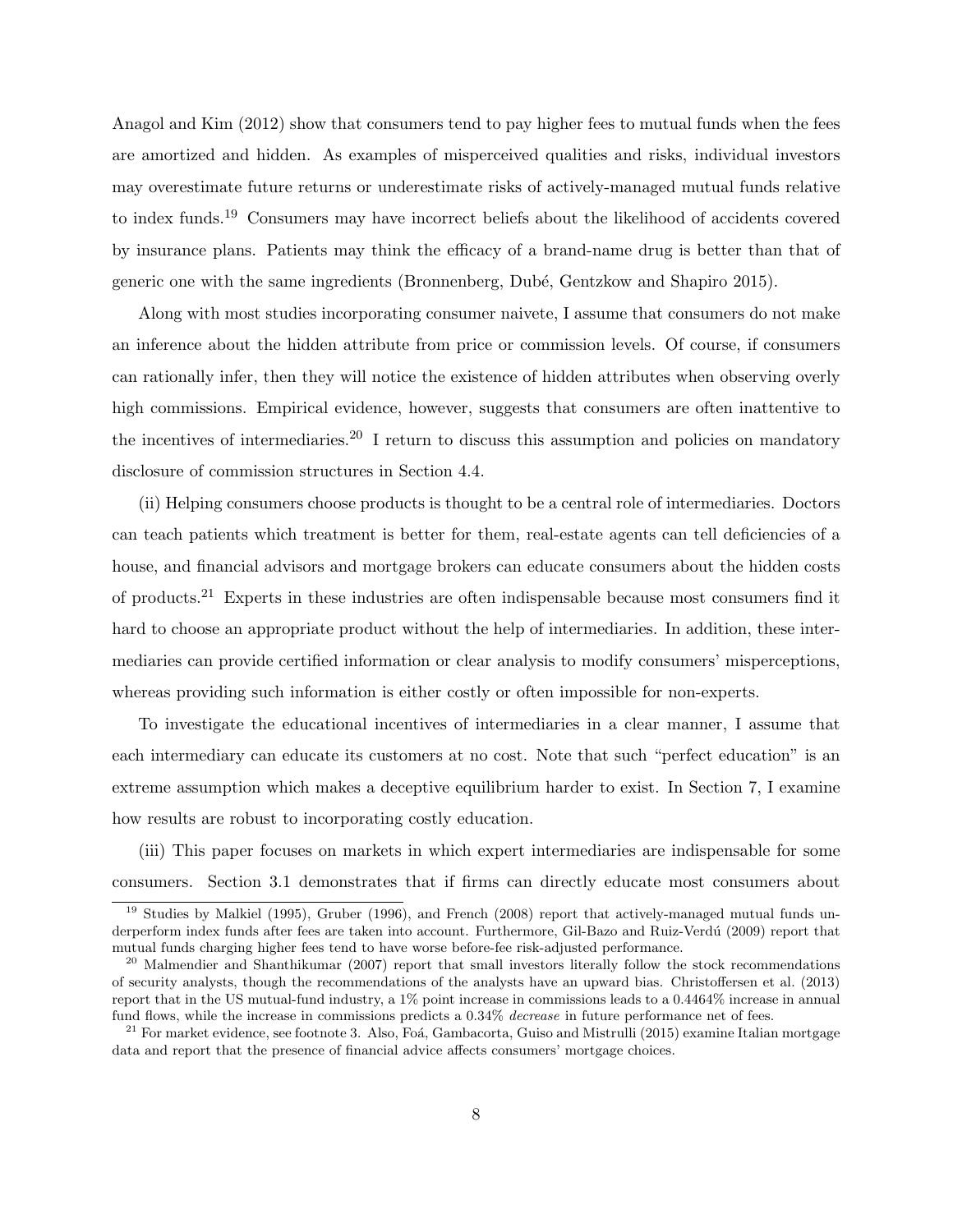Anagol and Kim (2012) show that consumers tend to pay higher fees to mutual funds when the fees are amortized and hidden. As examples of misperceived qualities and risks, individual investors may overestimate future returns or underestimate risks of actively-managed mutual funds relative to index funds.[19] Consumers may have incorrect beliefs about the likelihood of accidents covered by insurance plans. Patients may think the efficacy of a brand-name drug is better than that of generic one with the same ingredients (Bronnenberg, Dubé, Gentzkow and Shapiro 2015).

Along with most studies incorporating consumer naivete, I assume that consumers do not make an inference about the hidden attribute from price or commission levels. Of course, if consumers can rationally infer, then they will notice the existence of hidden attributes when observing overly high commissions. Empirical evidence, however, suggests that consumers are often inattentive to the incentives of intermediaries.[20] I return to discuss this assumption and policies on mandatory disclosure of commission structures in Section 4.4.

(ii) Helping consumers choose products is thought to be a central role of intermediaries. Doctors can teach patients which treatment is better for them, real-estate agents can tell deficiencies of a house, and financial advisors and mortgage brokers can educate consumers about the hidden costs of products.[21] Experts in these industries are often indispensable because most consumers find it hard to choose an appropriate product without the help of intermediaries. In addition, these intermediaries can provide certified information or clear analysis to modify consumers' misperceptions, whereas providing such information is either costly or often impossible for non-experts.

To investigate the educational incentives of intermediaries in a clear manner, I assume that each intermediary can educate its customers at no cost. Note that such "perfect education" is an extreme assumption which makes a deceptive equilibrium harder to exist. In Section 7, I examine how results are robust to incorporating costly education.

(iii) This paper focuses on markets in which expert intermediaries are indispensable for some consumers. Section 3.1 demonstrates that if firms can directly educate most consumers about

---

[19] Studies by Malkiel (1995), Gruber (1996), and French (2008) report that actively-managed mutual funds underperform index funds after fees are taken into account. Furthermore, Gil-Bazo and Ruiz-Verdú (2009) report that mutual funds charging higher fees tend to have worse before-fee risk-adjusted performance.

[20] Malmendier and Shanthikumar (2007) report that small investors literally follow the stock recommendations of security analysts, though the recommendations of the analysts have an upward bias. Christoffersen et al. (2013) report that in the US mutual-fund industry, a 1% point increase in commissions leads to a 0.4464% increase in annual fund flows, while the increase in commissions predicts a 0.34% *decrease* in future performance net of fees.

[21] For market evidence, see footnote 3. Also, Foá, Gambacorta, Guiso and Mistrulli (2015) examine Italian mortgage data and report that the presence of financial advice affects consumers' mortgage choices.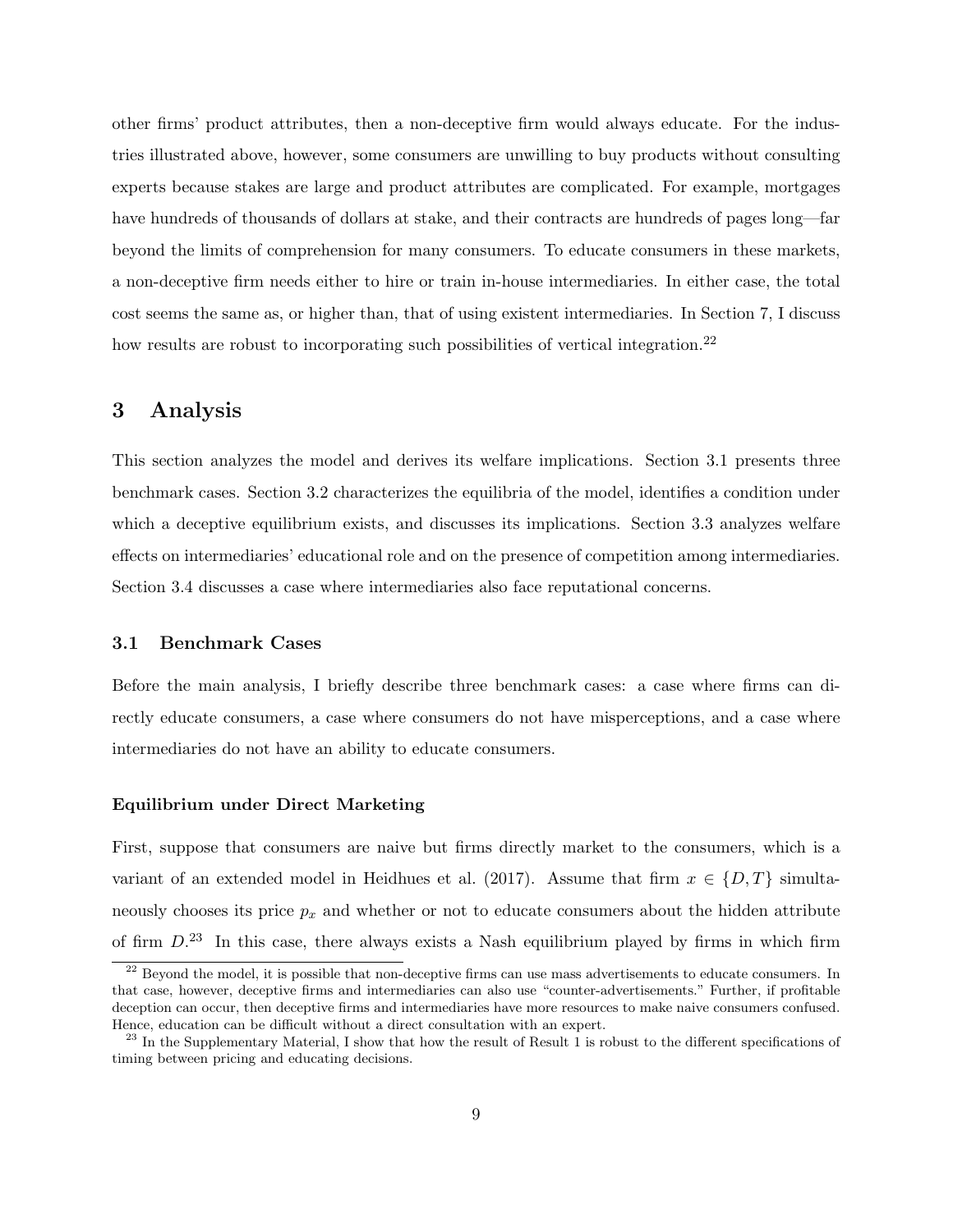other firms' product attributes, then a non-deceptive firm would always educate. For the industries illustrated above, however, some consumers are unwilling to buy products without consulting experts because stakes are large and product attributes are complicated. For example, mortgages have hundreds of thousands of dollars at stake, and their contracts are hundreds of pages long—far beyond the limits of comprehension for many consumers. To educate consumers in these markets, a non-deceptive firm needs either to hire or train in-house intermediaries. In either case, the total cost seems the same as, or higher than, that of using existent intermediaries. In Section 7, I discuss how results are robust to incorporating such possibilities of vertical integration.[22]

## 3 Analysis

This section analyzes the model and derives its welfare implications. Section 3.1 presents three benchmark cases. Section 3.2 characterizes the equilibria of the model, identifies a condition under which a deceptive equilibrium exists, and discusses its implications. Section 3.3 analyzes welfare effects on intermediaries' educational role and on the presence of competition among intermediaries. Section 3.4 discusses a case where intermediaries also face reputational concerns.

### 3.1 Benchmark Cases

Before the main analysis, I briefly describe three benchmark cases: a case where firms can directly educate consumers, a case where consumers do not have misperceptions, and a case where intermediaries do not have an ability to educate consumers.

**Equilibrium under Direct Marketing**

First, suppose that consumers are naive but firms directly market to the consumers, which is a variant of an extended model in Heidhues et al. (2017). Assume that firm $x \in \{D, T\}$ simultaneously chooses its price $p_x$ and whether or not to educate consumers about the hidden attribute of firm $D$.[23] In this case, there always exists a Nash equilibrium played by firms in which firm

[22] Beyond the model, it is possible that non-deceptive firms can use mass advertisements to educate consumers. In that case, however, deceptive firms and intermediaries can also use "counter-advertisements." Further, if profitable deception can occur, then deceptive firms and intermediaries have more resources to make naive consumers confused. Hence, education can be difficult without a direct consultation with an expert.

[23] In the Supplementary Material, I show that how the result of Result 1 is robust to the different specifications of timing between pricing and educating decisions.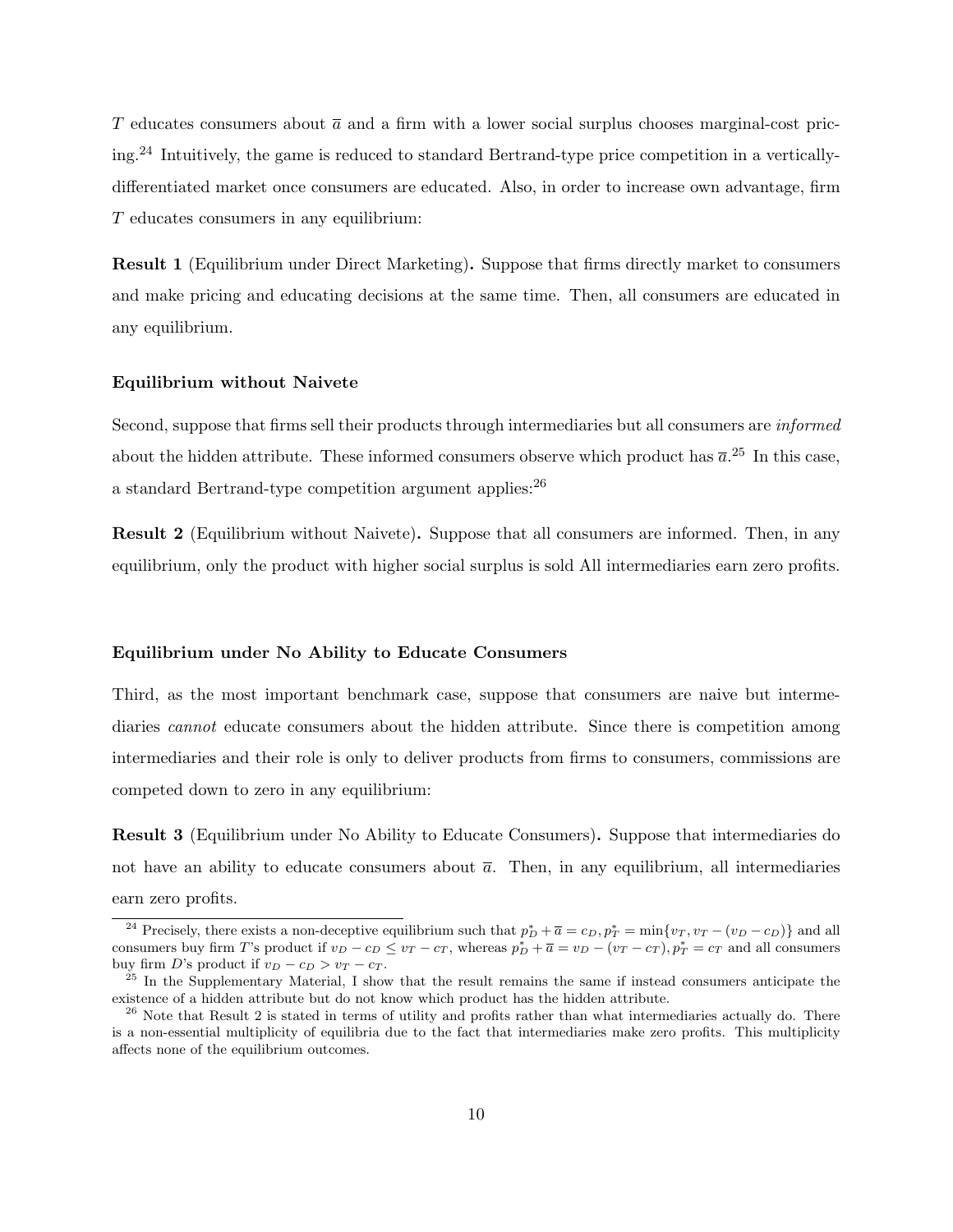$T$ educates consumers about $\overline{a}$ and a firm with a lower social surplus chooses marginal-cost pricing.[24] Intuitively, the game is reduced to standard Bertrand-type price competition in a vertically-differentiated market once consumers are educated. Also, in order to increase own advantage, firm $T$ educates consumers in any equilibrium:

**Result 1** (Equilibrium under Direct Marketing)**.** Suppose that firms directly market to consumers and make pricing and educating decisions at the same time. Then, all consumers are educated in any equilibrium.

### Equilibrium without Naivete

Second, suppose that firms sell their products through intermediaries but all consumers are *informed* about the hidden attribute. These informed consumers observe which product has $\overline{a}$.[25] In this case, a standard Bertrand-type competition argument applies:[26]

**Result 2** (Equilibrium without Naivete)**.** Suppose that all consumers are informed. Then, in any equilibrium, only the product with higher social surplus is sold All intermediaries earn zero profits.

### Equilibrium under No Ability to Educate Consumers

Third, as the most important benchmark case, suppose that consumers are naive but intermediaries *cannot* educate consumers about the hidden attribute. Since there is competition among intermediaries and their role is only to deliver products from firms to consumers, commissions are competed down to zero in any equilibrium:

**Result 3** (Equilibrium under No Ability to Educate Consumers)**.** Suppose that intermediaries do not have an ability to educate consumers about $\overline{a}$. Then, in any equilibrium, all intermediaries earn zero profits.

---

[24] Precisely, there exists a non-deceptive equilibrium such that $p_D^* + \overline{a} = c_D, p_T^* = \min\{v_T, v_T - (v_D - c_D)\}$ and all consumers buy firm $T$'s product if $v_D - c_D \leq v_T - c_T$, whereas $p_D^* + \overline{a} = v_D - (v_T - c_T), p_T^* = c_T$ and all consumers buy firm $D$'s product if $v_D - c_D > v_T - c_T$.

[25] In the Supplementary Material, I show that the result remains the same if instead consumers anticipate the existence of a hidden attribute but do not know which product has the hidden attribute.

[26] Note that Result 2 is stated in terms of utility and profits rather than what intermediaries actually do. There is a non-essential multiplicity of equilibria due to the fact that intermediaries make zero profits. This multiplicity affects none of the equilibrium outcomes.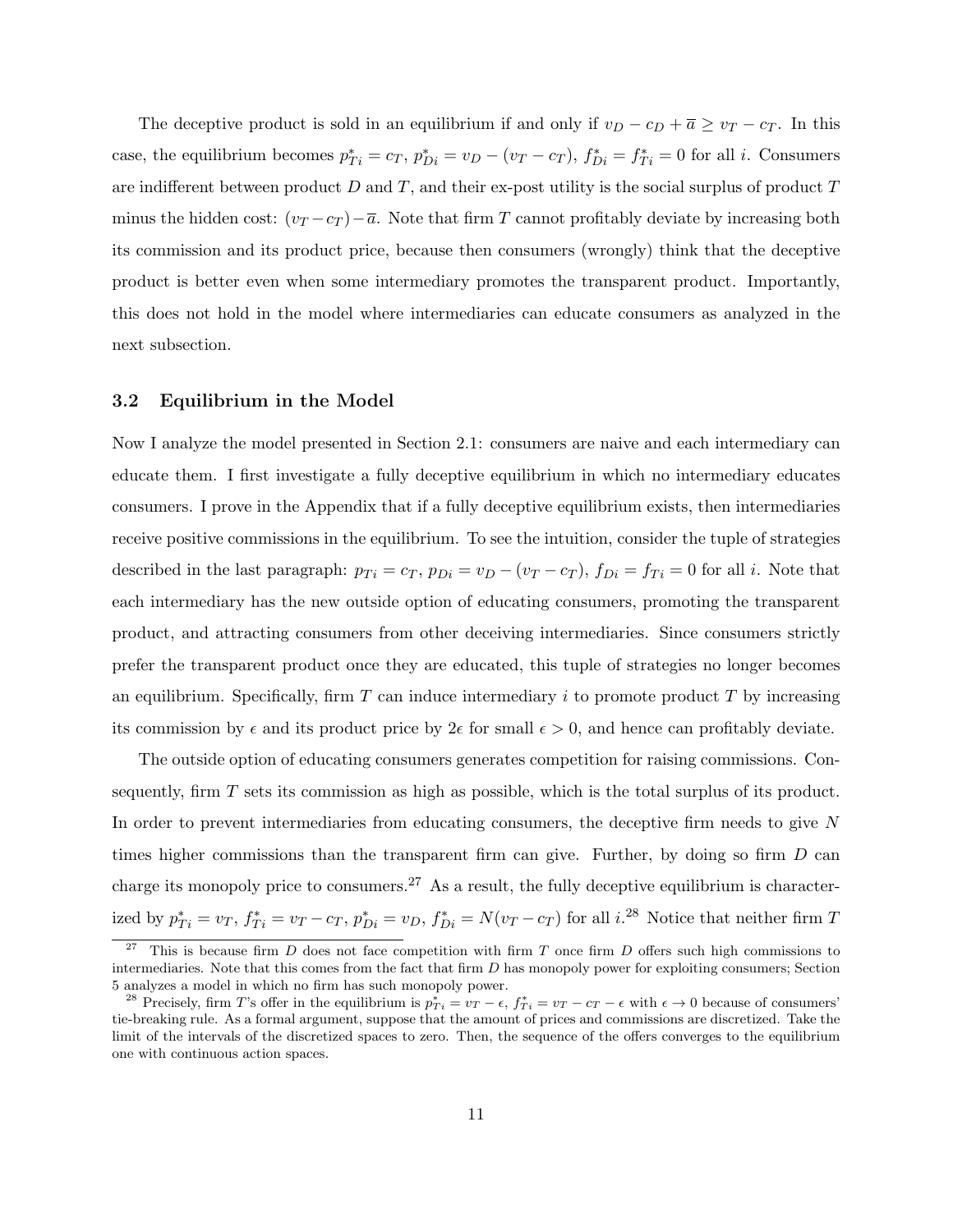The deceptive product is sold in an equilibrium if and only if $v_D - c_D + \overline{a} \geq v_T - c_T$. In this case, the equilibrium becomes $p^*_{Ti} = c_T$, $p^*_{Di} = v_D - (v_T - c_T)$, $f^*_{Di} = f^*_{Ti} = 0$ for all $i$. Consumers are indifferent between product $D$ and $T$, and their ex-post utility is the social surplus of product $T$ minus the hidden cost: $(v_T - c_T) - \overline{a}$. Note that firm $T$ cannot profitably deviate by increasing both its commission and its product price, because then consumers (wrongly) think that the deceptive product is better even when some intermediary promotes the transparent product. Importantly, this does not hold in the model where intermediaries can educate consumers as analyzed in the next subsection.

### 3.2 Equilibrium in the Model

Now I analyze the model presented in Section 2.1: consumers are naive and each intermediary can educate them. I first investigate a fully deceptive equilibrium in which no intermediary educates consumers. I prove in the Appendix that if a fully deceptive equilibrium exists, then intermediaries receive positive commissions in the equilibrium. To see the intuition, consider the tuple of strategies described in the last paragraph: $p_{Ti} = c_T$, $p_{Di} = v_D - (v_T - c_T)$, $f_{Di} = f_{Ti} = 0$ for all $i$. Note that each intermediary has the new outside option of educating consumers, promoting the transparent product, and attracting consumers from other deceiving intermediaries. Since consumers strictly prefer the transparent product once they are educated, this tuple of strategies no longer becomes an equilibrium. Specifically, firm $T$ can induce intermediary $i$ to promote product $T$ by increasing its commission by $\epsilon$ and its product price by $2\epsilon$ for small $\epsilon > 0$, and hence can profitably deviate.

The outside option of educating consumers generates competition for raising commissions. Consequently, firm $T$ sets its commission as high as possible, which is the total surplus of its product. In order to prevent intermediaries from educating consumers, the deceptive firm needs to give $N$ times higher commissions than the transparent firm can give. Further, by doing so firm $D$ can charge its monopoly price to consumers.[27] As a result, the fully deceptive equilibrium is characterized by $p^*_{Ti} = v_T$, $f^*_{Ti} = v_T - c_T$, $p^*_{Di} = v_D$, $f^*_{Di} = N(v_T - c_T)$ for all $i$.[28] Notice that neither firm $T$

[27] This is because firm $D$ does not face competition with firm $T$ once firm $D$ offers such high commissions to intermediaries. Note that this comes from the fact that firm $D$ has monopoly power for exploiting consumers; Section 5 analyzes a model in which no firm has such monopoly power.

[28] Precisely, firm $T$'s offer in the equilibrium is $p^*_{Ti} = v_T - \epsilon$, $f^*_{Ti} = v_T - c_T - \epsilon$ with $\epsilon \to 0$ because of consumers' tie-breaking rule. As a formal argument, suppose that the amount of prices and commissions are discretized. Take the limit of the intervals of the discretized spaces to zero. Then, the sequence of the offers converges to the equilibrium one with continuous action spaces.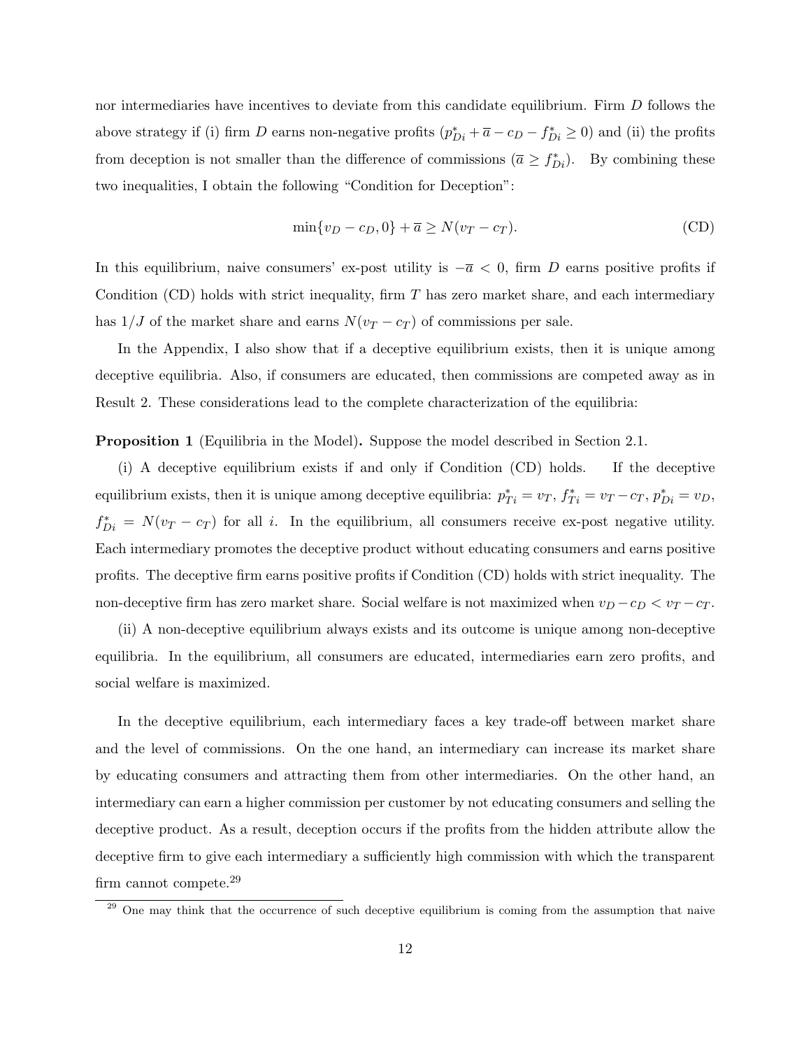nor intermediaries have incentives to deviate from this candidate equilibrium. Firm $D$ follows the above strategy if (i) firm $D$ earns non-negative profits ($p^*_{Di} + \overline{a} - c_D - f^*_{Di} \geq 0$) and (ii) the profits from deception is not smaller than the difference of commissions ($\overline{a} \geq f^*_{Di}$). By combining these two inequalities, I obtain the following "Condition for Deception":

$$\min\{v_D - c_D, 0\} + \overline{a} \geq N(v_T - c_T). \tag{CD}$$

In this equilibrium, naive consumers' ex-post utility is $-\overline{a} < 0$, firm $D$ earns positive profits if Condition (CD) holds with strict inequality, firm $T$ has zero market share, and each intermediary has $1/J$ of the market share and earns $N(v_T - c_T)$ of commissions per sale.

In the Appendix, I also show that if a deceptive equilibrium exists, then it is unique among deceptive equilibria. Also, if consumers are educated, then commissions are competed away as in Result 2. These considerations lead to the complete characterization of the equilibria:

**Proposition 1** (Equilibria in the Model)**.** Suppose the model described in Section 2.1.

(i) A deceptive equilibrium exists if and only if Condition (CD) holds. If the deceptive equilibrium exists, then it is unique among deceptive equilibria: $p^*_{Ti} = v_T$, $f^*_{Ti} = v_T - c_T$, $p^*_{Di} = v_D$, $f^*_{Di} = N(v_T - c_T)$ for all $i$. In the equilibrium, all consumers receive ex-post negative utility. Each intermediary promotes the deceptive product without educating consumers and earns positive profits. The deceptive firm earns positive profits if Condition (CD) holds with strict inequality. The non-deceptive firm has zero market share. Social welfare is not maximized when $v_D - c_D < v_T - c_T$.

(ii) A non-deceptive equilibrium always exists and its outcome is unique among non-deceptive equilibria. In the equilibrium, all consumers are educated, intermediaries earn zero profits, and social welfare is maximized.

In the deceptive equilibrium, each intermediary faces a key trade-off between market share and the level of commissions. On the one hand, an intermediary can increase its market share by educating consumers and attracting them from other intermediaries. On the other hand, an intermediary can earn a higher commission per customer by not educating consumers and selling the deceptive product. As a result, deception occurs if the profits from the hidden attribute allow the deceptive firm to give each intermediary a sufficiently high commission with which the transparent firm cannot compete.[29]

[29] One may think that the occurrence of such deceptive equilibrium is coming from the assumption that naive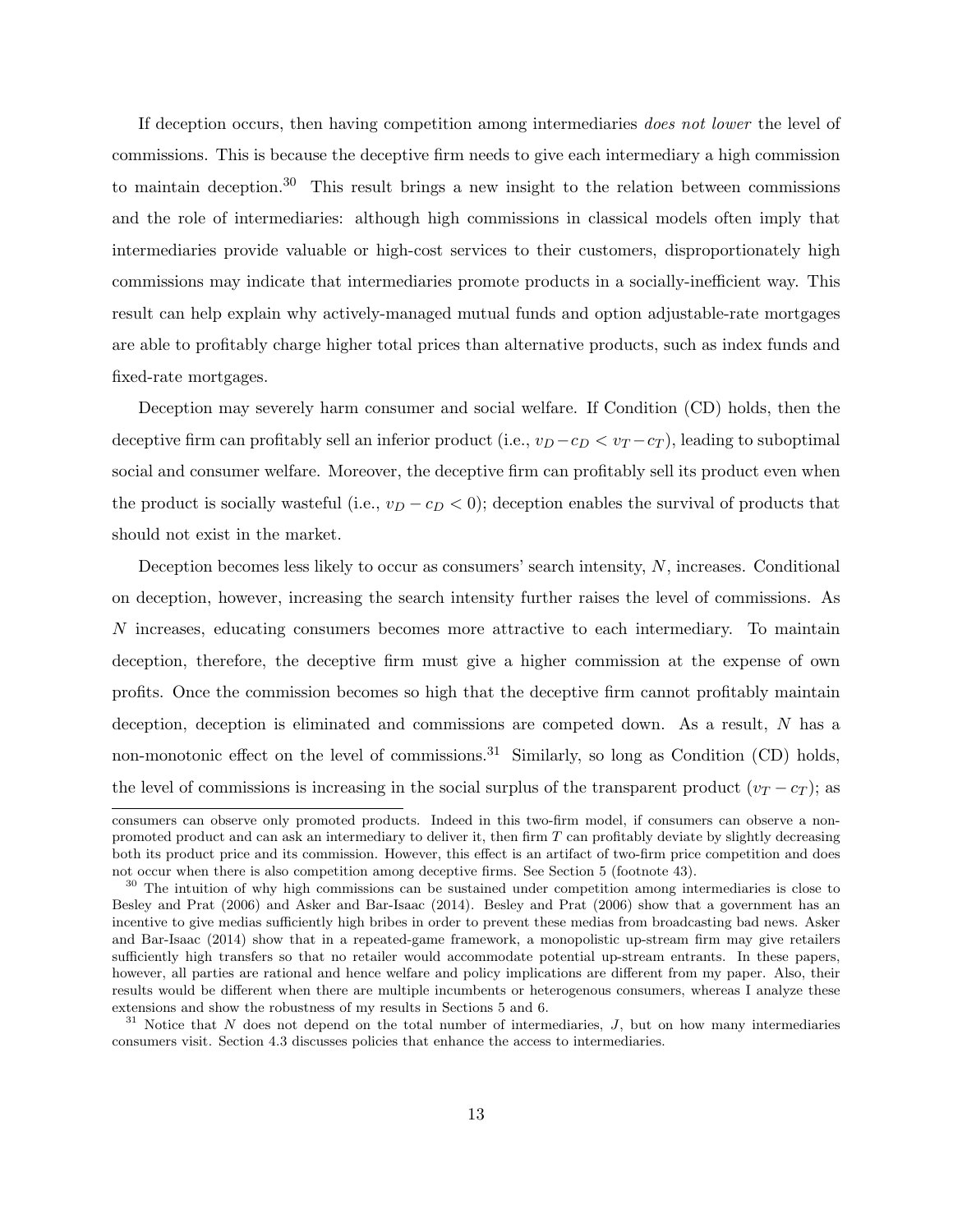If deception occurs, then having competition among intermediaries *does not lower* the level of commissions. This is because the deceptive firm needs to give each intermediary a high commission to maintain deception.[30] This result brings a new insight to the relation between commissions and the role of intermediaries: although high commissions in classical models often imply that intermediaries provide valuable or high-cost services to their customers, disproportionately high commissions may indicate that intermediaries promote products in a socially-inefficient way. This result can help explain why actively-managed mutual funds and option adjustable-rate mortgages are able to profitably charge higher total prices than alternative products, such as index funds and fixed-rate mortgages.

Deception may severely harm consumer and social welfare. If Condition (CD) holds, then the deceptive firm can profitably sell an inferior product (i.e., $v_D - c_D < v_T - c_T$), leading to suboptimal social and consumer welfare. Moreover, the deceptive firm can profitably sell its product even when the product is socially wasteful (i.e., $v_D - c_D < 0$); deception enables the survival of products that should not exist in the market.

Deception becomes less likely to occur as consumers' search intensity, $N$, increases. Conditional on deception, however, increasing the search intensity further raises the level of commissions. As $N$ increases, educating consumers becomes more attractive to each intermediary. To maintain deception, therefore, the deceptive firm must give a higher commission at the expense of own profits. Once the commission becomes so high that the deceptive firm cannot profitably maintain deception, deception is eliminated and commissions are competed down. As a result, $N$ has a non-monotonic effect on the level of commissions.[31] Similarly, so long as Condition (CD) holds, the level of commissions is increasing in the social surplus of the transparent product ($v_T - c_T$); as

consumers can observe only promoted products. Indeed in this two-firm model, if consumers can observe a non-promoted product and can ask an intermediary to deliver it, then firm $T$ can profitably deviate by slightly decreasing both its product price and its commission. However, this effect is an artifact of two-firm price competition and does not occur when there is also competition among deceptive firms. See Section 5 (footnote 43).

[30] The intuition of why high commissions can be sustained under competition among intermediaries is close to Besley and Prat (2006) and Asker and Bar-Isaac (2014). Besley and Prat (2006) show that a government has an incentive to give medias sufficiently high bribes in order to prevent these medias from broadcasting bad news. Asker and Bar-Isaac (2014) show that in a repeated-game framework, a monopolistic up-stream firm may give retailers sufficiently high transfers so that no retailer would accommodate potential up-stream entrants. In these papers, however, all parties are rational and hence welfare and policy implications are different from my paper. Also, their results would be different when there are multiple incumbents or heterogenous consumers, whereas I analyze these extensions and show the robustness of my results in Sections 5 and 6.

[31] Notice that $N$ does not depend on the total number of intermediaries, $J$, but on how many intermediaries consumers visit. Section 4.3 discusses policies that enhance the access to intermediaries.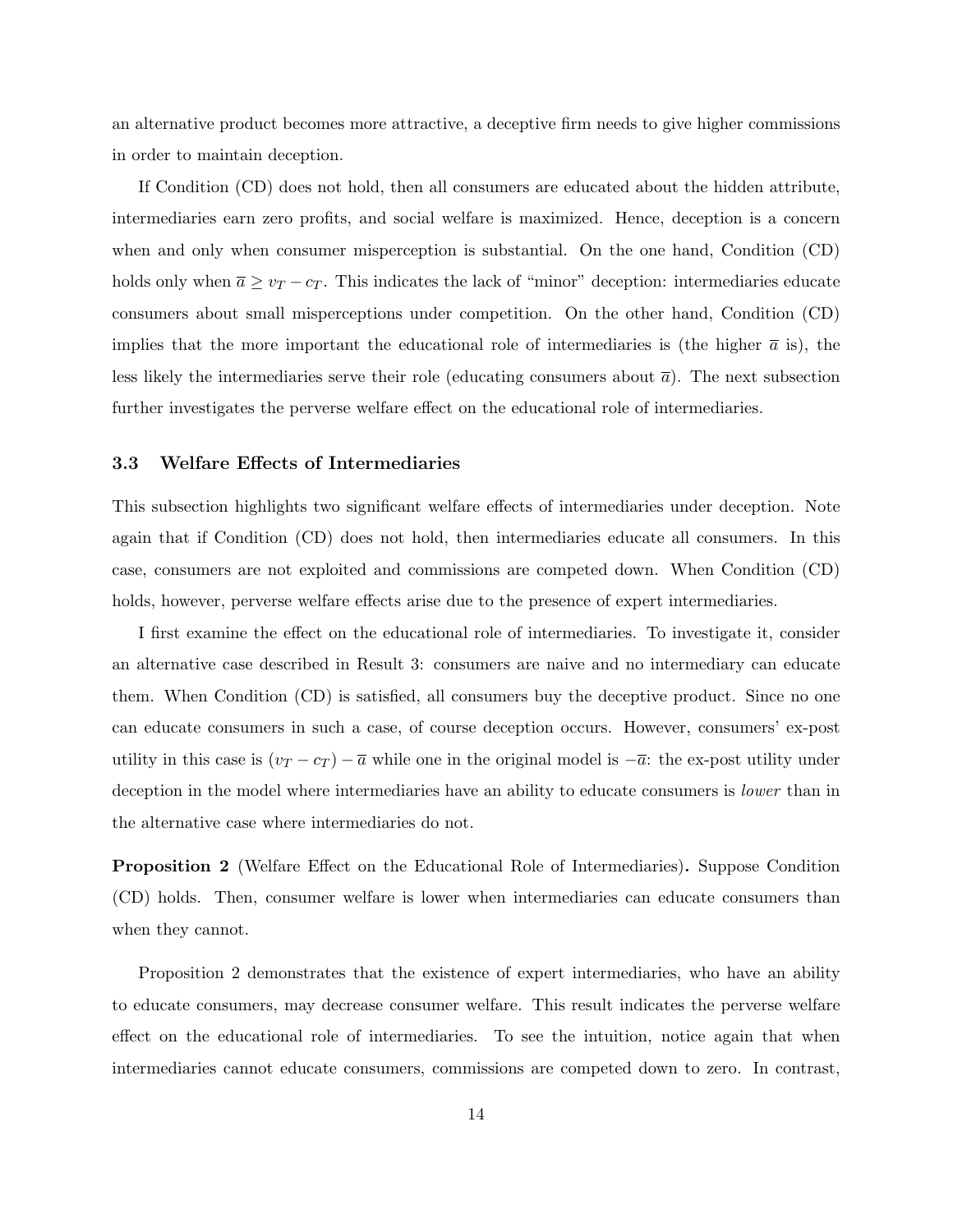an alternative product becomes more attractive, a deceptive firm needs to give higher commissions in order to maintain deception.

If Condition (CD) does not hold, then all consumers are educated about the hidden attribute, intermediaries earn zero profits, and social welfare is maximized. Hence, deception is a concern when and only when consumer misperception is substantial. On the one hand, Condition (CD) holds only when $\overline{a} \geq v_T - c_T$. This indicates the lack of "minor" deception: intermediaries educate consumers about small misperceptions under competition. On the other hand, Condition (CD) implies that the more important the educational role of intermediaries is (the higher $\overline{a}$ is), the less likely the intermediaries serve their role (educating consumers about $\overline{a}$). The next subsection further investigates the perverse welfare effect on the educational role of intermediaries.

### 3.3 Welfare Effects of Intermediaries

This subsection highlights two significant welfare effects of intermediaries under deception. Note again that if Condition (CD) does not hold, then intermediaries educate all consumers. In this case, consumers are not exploited and commissions are competed down. When Condition (CD) holds, however, perverse welfare effects arise due to the presence of expert intermediaries.

I first examine the effect on the educational role of intermediaries. To investigate it, consider an alternative case described in Result 3: consumers are naive and no intermediary can educate them. When Condition (CD) is satisfied, all consumers buy the deceptive product. Since no one can educate consumers in such a case, of course deception occurs. However, consumers' ex-post utility in this case is $(v_T - c_T) - \overline{a}$ while one in the original model is $-\overline{a}$: the ex-post utility under deception in the model where intermediaries have an ability to educate consumers is *lower* than in the alternative case where intermediaries do not.

**Proposition 2** (Welfare Effect on the Educational Role of Intermediaries)**.** Suppose Condition (CD) holds. Then, consumer welfare is lower when intermediaries can educate consumers than when they cannot.

Proposition 2 demonstrates that the existence of expert intermediaries, who have an ability to educate consumers, may decrease consumer welfare. This result indicates the perverse welfare effect on the educational role of intermediaries. To see the intuition, notice again that when intermediaries cannot educate consumers, commissions are competed down to zero. In contrast,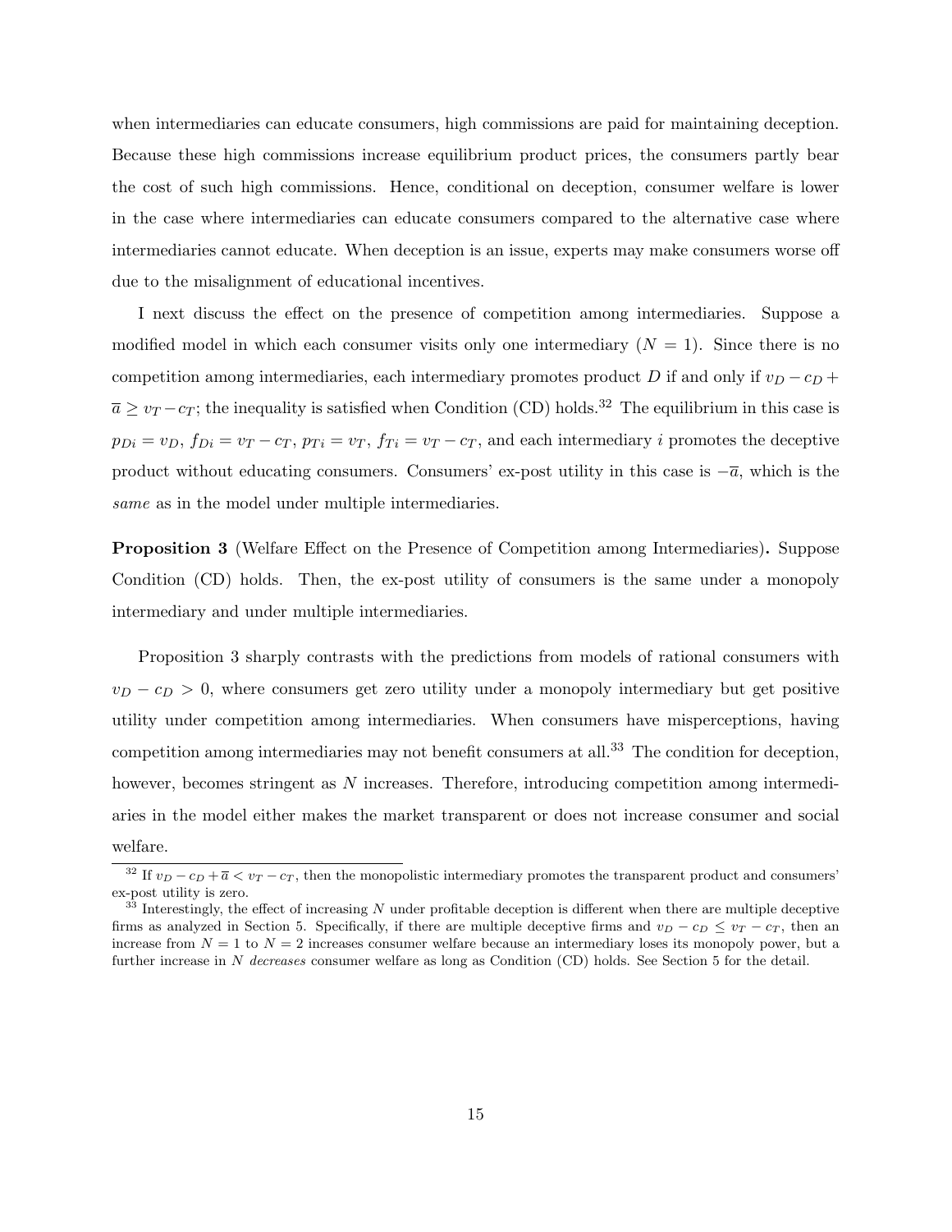when intermediaries can educate consumers, high commissions are paid for maintaining deception. Because these high commissions increase equilibrium product prices, the consumers partly bear the cost of such high commissions. Hence, conditional on deception, consumer welfare is lower in the case where intermediaries can educate consumers compared to the alternative case where intermediaries cannot educate. When deception is an issue, experts may make consumers worse off due to the misalignment of educational incentives.

I next discuss the effect on the presence of competition among intermediaries. Suppose a modified model in which each consumer visits only one intermediary ($N = 1$). Since there is no competition among intermediaries, each intermediary promotes product $D$ if and only if $v_D - c_D + \overline{a} \geq v_T - c_T$; the inequality is satisfied when Condition (CD) holds.[32] The equilibrium in this case is $p_{Di} = v_D$, $f_{Di} = v_T - c_T$, $p_{Ti} = v_T$, $f_{Ti} = v_T - c_T$, and each intermediary $i$ promotes the deceptive product without educating consumers. Consumers' ex-post utility in this case is $-\overline{a}$, which is the *same* as in the model under multiple intermediaries.

**Proposition 3** (Welfare Effect on the Presence of Competition among Intermediaries)**.** Suppose Condition (CD) holds. Then, the ex-post utility of consumers is the same under a monopoly intermediary and under multiple intermediaries.

Proposition 3 sharply contrasts with the predictions from models of rational consumers with $v_D - c_D > 0$, where consumers get zero utility under a monopoly intermediary but get positive utility under competition among intermediaries. When consumers have misperceptions, having competition among intermediaries may not benefit consumers at all.[33] The condition for deception, however, becomes stringent as $N$ increases. Therefore, introducing competition among intermediaries in the model either makes the market transparent or does not increase consumer and social welfare.

[32] If $v_D - c_D + \overline{a} < v_T - c_T$, then the monopolistic intermediary promotes the transparent product and consumers' ex-post utility is zero.

[33] Interestingly, the effect of increasing $N$ under profitable deception is different when there are multiple deceptive firms as analyzed in Section 5. Specifically, if there are multiple deceptive firms and $v_D - c_D \leq v_T - c_T$, then an increase from $N = 1$ to $N = 2$ increases consumer welfare because an intermediary loses its monopoly power, but a further increase in $N$ *decreases* consumer welfare as long as Condition (CD) holds. See Section 5 for the detail.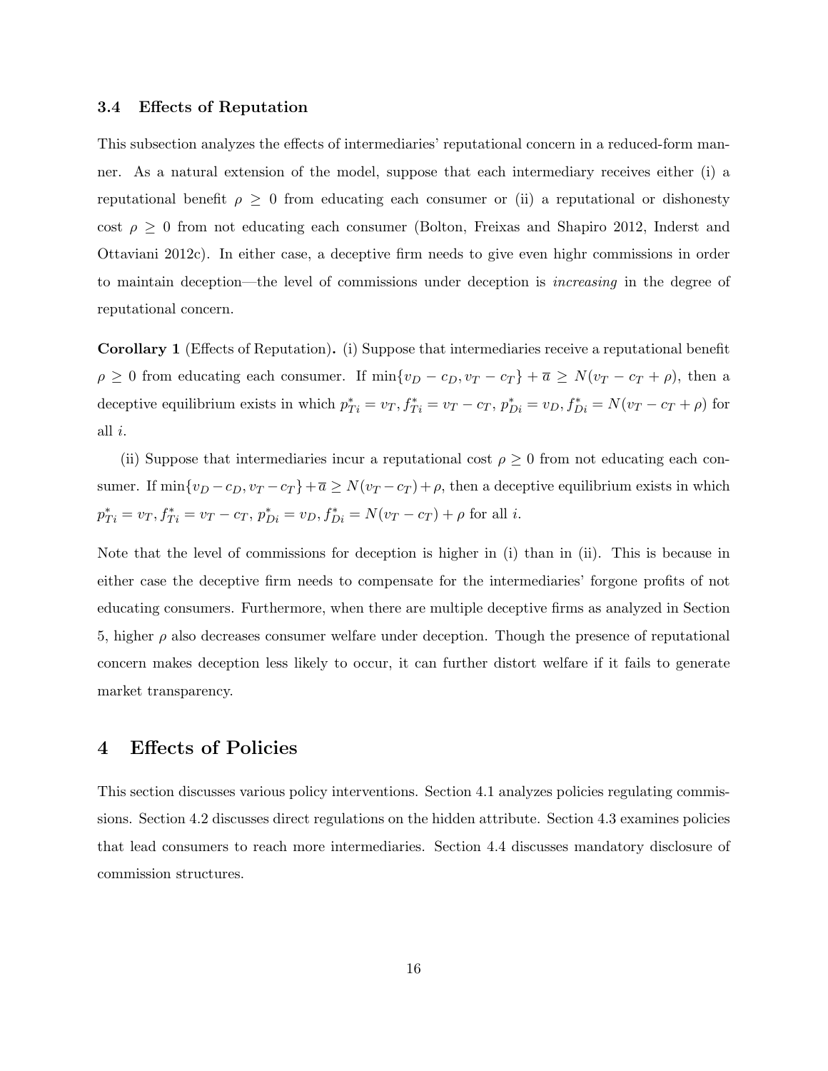### 3.4 Effects of Reputation

This subsection analyzes the effects of intermediaries' reputational concern in a reduced-form manner. As a natural extension of the model, suppose that each intermediary receives either (i) a reputational benefit $\rho \geq 0$ from educating each consumer or (ii) a reputational or dishonesty cost $\rho \geq 0$ from not educating each consumer (Bolton, Freixas and Shapiro 2012, Inderst and Ottaviani 2012c). In either case, a deceptive firm needs to give even highr commissions in order to maintain deception—the level of commissions under deception is *increasing* in the degree of reputational concern.

**Corollary 1** (Effects of Reputation)**.** (i) Suppose that intermediaries receive a reputational benefit $\rho \geq 0$ from educating each consumer. If $\min\{v_D - c_D, v_T - c_T\} + \overline{a} \geq N(v_T - c_T + \rho)$, then a deceptive equilibrium exists in which $p^*_{Ti} = v_T, f^*_{Ti} = v_T - c_T$, $p^*_{Di} = v_D, f^*_{Di} = N(v_T - c_T + \rho)$ for all $i$.

(ii) Suppose that intermediaries incur a reputational cost $\rho \geq 0$ from not educating each consumer. If $\min\{v_D - c_D, v_T - c_T\} + \overline{a} \geq N(v_T - c_T) + \rho$, then a deceptive equilibrium exists in which $p^*_{Ti} = v_T, f^*_{Ti} = v_T - c_T$, $p^*_{Di} = v_D, f^*_{Di} = N(v_T - c_T) + \rho$ for all $i$.

Note that the level of commissions for deception is higher in (i) than in (ii). This is because in either case the deceptive firm needs to compensate for the intermediaries' forgone profits of not educating consumers. Furthermore, when there are multiple deceptive firms as analyzed in Section 5, higher $\rho$ also decreases consumer welfare under deception. Though the presence of reputational concern makes deception less likely to occur, it can further distort welfare if it fails to generate market transparency.

## 4 Effects of Policies

This section discusses various policy interventions. Section 4.1 analyzes policies regulating commissions. Section 4.2 discusses direct regulations on the hidden attribute. Section 4.3 examines policies that lead consumers to reach more intermediaries. Section 4.4 discusses mandatory disclosure of commission structures.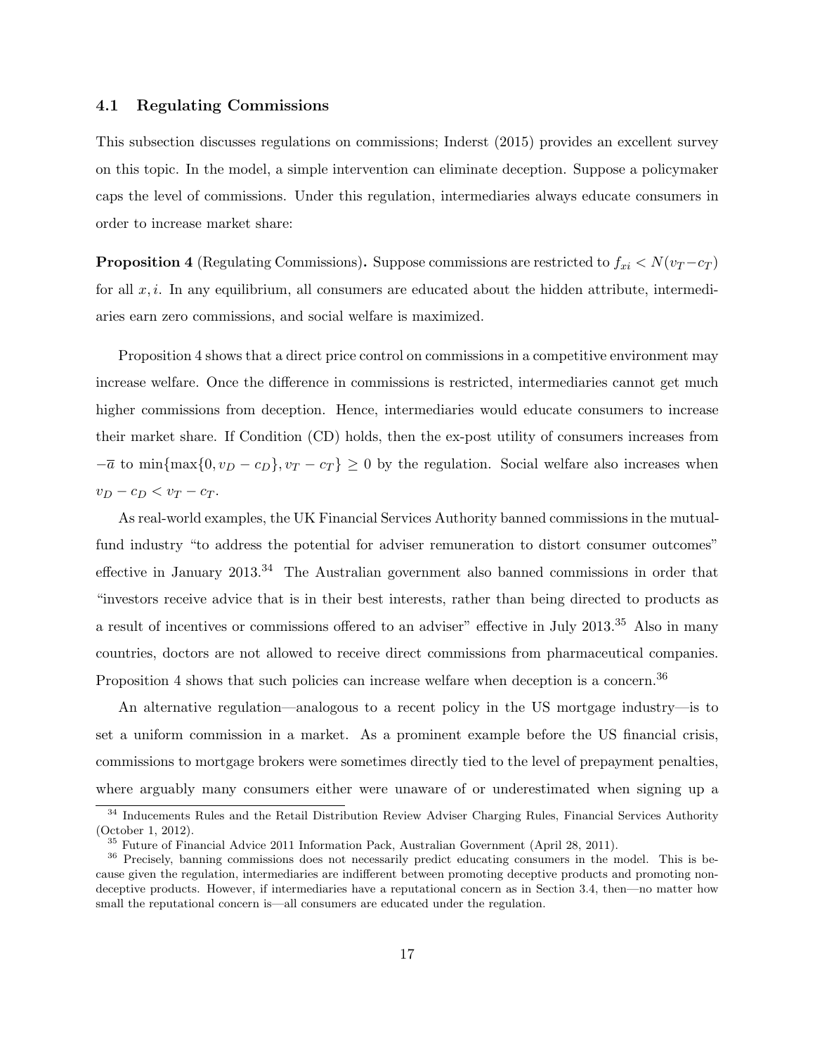### 4.1 Regulating Commissions

This subsection discusses regulations on commissions; Inderst (2015) provides an excellent survey on this topic. In the model, a simple intervention can eliminate deception. Suppose a policymaker caps the level of commissions. Under this regulation, intermediaries always educate consumers in order to increase market share:

**Proposition 4** (Regulating Commissions)**.** Suppose commissions are restricted to $f_{xi} < N(v_T - c_T)$ for all $x, i$. In any equilibrium, all consumers are educated about the hidden attribute, intermediaries earn zero commissions, and social welfare is maximized.

Proposition 4 shows that a direct price control on commissions in a competitive environment may increase welfare. Once the difference in commissions is restricted, intermediaries cannot get much higher commissions from deception. Hence, intermediaries would educate consumers to increase their market share. If Condition (CD) holds, then the ex-post utility of consumers increases from $-\overline{a}$ to $\min\{\max\{0, v_D - c_D\}, v_T - c_T\} \geq 0$ by the regulation. Social welfare also increases when $v_D - c_D < v_T - c_T$.

As real-world examples, the UK Financial Services Authority banned commissions in the mutual-fund industry "to address the potential for adviser remuneration to distort consumer outcomes" effective in January 2013.[34] The Australian government also banned commissions in order that "investors receive advice that is in their best interests, rather than being directed to products as a result of incentives or commissions offered to an adviser" effective in July 2013.[35] Also in many countries, doctors are not allowed to receive direct commissions from pharmaceutical companies. Proposition 4 shows that such policies can increase welfare when deception is a concern.[36]

An alternative regulation—analogous to a recent policy in the US mortgage industry—is to set a uniform commission in a market. As a prominent example before the US financial crisis, commissions to mortgage brokers were sometimes directly tied to the level of prepayment penalties, where arguably many consumers either were unaware of or underestimated when signing up a

---

[34] Inducements Rules and the Retail Distribution Review Adviser Charging Rules, Financial Services Authority (October 1, 2012).

[35] Future of Financial Advice 2011 Information Pack, Australian Government (April 28, 2011).

[36] Precisely, banning commissions does not necessarily predict educating consumers in the model. This is because given the regulation, intermediaries are indifferent between promoting deceptive products and promoting non-deceptive products. However, if intermediaries have a reputational concern as in Section 3.4, then—no matter how small the reputational concern is—all consumers are educated under the regulation.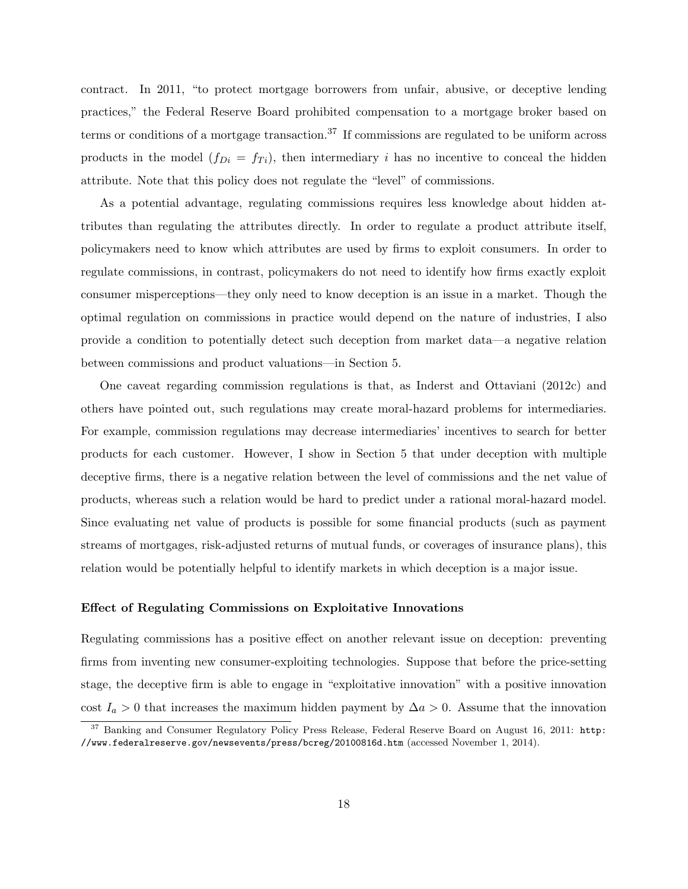contract. In 2011, "to protect mortgage borrowers from unfair, abusive, or deceptive lending practices," the Federal Reserve Board prohibited compensation to a mortgage broker based on terms or conditions of a mortgage transaction.[37] If commissions are regulated to be uniform across products in the model ($f_{Di} = f_{Ti}$), then intermediary $i$ has no incentive to conceal the hidden attribute. Note that this policy does not regulate the "level" of commissions.

As a potential advantage, regulating commissions requires less knowledge about hidden attributes than regulating the attributes directly. In order to regulate a product attribute itself, policymakers need to know which attributes are used by firms to exploit consumers. In order to regulate commissions, in contrast, policymakers do not need to identify how firms exactly exploit consumer misperceptions—they only need to know deception is an issue in a market. Though the optimal regulation on commissions in practice would depend on the nature of industries, I also provide a condition to potentially detect such deception from market data—a negative relation between commissions and product valuations—in Section 5.

One caveat regarding commission regulations is that, as Inderst and Ottaviani (2012c) and others have pointed out, such regulations may create moral-hazard problems for intermediaries. For example, commission regulations may decrease intermediaries' incentives to search for better products for each customer. However, I show in Section 5 that under deception with multiple deceptive firms, there is a negative relation between the level of commissions and the net value of products, whereas such a relation would be hard to predict under a rational moral-hazard model. Since evaluating net value of products is possible for some financial products (such as payment streams of mortgages, risk-adjusted returns of mutual funds, or coverages of insurance plans), this relation would be potentially helpful to identify markets in which deception is a major issue.

#### Effect of Regulating Commissions on Exploitative Innovations

Regulating commissions has a positive effect on another relevant issue on deception: preventing firms from inventing new consumer-exploiting technologies. Suppose that before the price-setting stage, the deceptive firm is able to engage in "exploitative innovation" with a positive innovation cost $I_a > 0$ that increases the maximum hidden payment by $\Delta a > 0$. Assume that the innovation

[37] Banking and Consumer Regulatory Policy Press Release, Federal Reserve Board on August 16, 2011: http://www.federalreserve.gov/newsevents/press/bcreg/20100816d.htm (accessed November 1, 2014).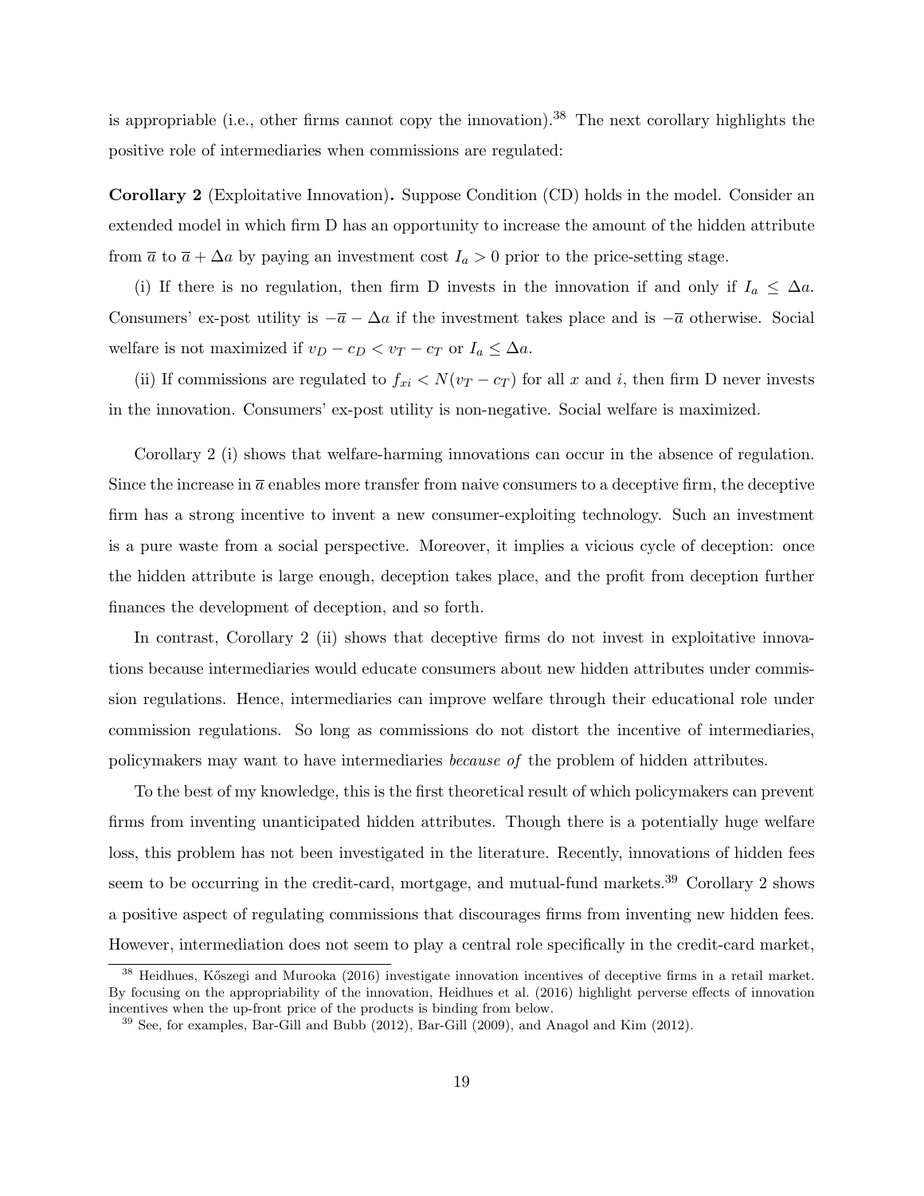is appropriable (i.e., other firms cannot copy the innovation).[38] The next corollary highlights the positive role of intermediaries when commissions are regulated:

**Corollary 2** (Exploitative Innovation)**.** Suppose Condition (CD) holds in the model. Consider an extended model in which firm D has an opportunity to increase the amount of the hidden attribute from $\overline{a}$ to $\overline{a} + \Delta a$ by paying an investment cost $I_a > 0$ prior to the price-setting stage.

(i) If there is no regulation, then firm D invests in the innovation if and only if $I_a \leq \Delta a$. Consumers' ex-post utility is $-\overline{a} - \Delta a$ if the investment takes place and is $-\overline{a}$ otherwise. Social welfare is not maximized if $v_D - c_D < v_T - c_T$ or $I_a \leq \Delta a$.

(ii) If commissions are regulated to $f_{xi} < N(v_T - c_T)$ for all $x$ and $i$, then firm D never invests in the innovation. Consumers' ex-post utility is non-negative. Social welfare is maximized.

Corollary 2 (i) shows that welfare-harming innovations can occur in the absence of regulation. Since the increase in $\overline{a}$ enables more transfer from naive consumers to a deceptive firm, the deceptive firm has a strong incentive to invent a new consumer-exploiting technology. Such an investment is a pure waste from a social perspective. Moreover, it implies a vicious cycle of deception: once the hidden attribute is large enough, deception takes place, and the profit from deception further finances the development of deception, and so forth.

In contrast, Corollary 2 (ii) shows that deceptive firms do not invest in exploitative innovations because intermediaries would educate consumers about new hidden attributes under commission regulations. Hence, intermediaries can improve welfare through their educational role under commission regulations. So long as commissions do not distort the incentive of intermediaries, policymakers may want to have intermediaries *because of* the problem of hidden attributes.

To the best of my knowledge, this is the first theoretical result of which policymakers can prevent firms from inventing unanticipated hidden attributes. Though there is a potentially huge welfare loss, this problem has not been investigated in the literature. Recently, innovations of hidden fees seem to be occurring in the credit-card, mortgage, and mutual-fund markets.[39] Corollary 2 shows a positive aspect of regulating commissions that discourages firms from inventing new hidden fees. However, intermediation does not seem to play a central role specifically in the credit-card market,

[38] Heidhues, Kőszegi and Murooka (2016) investigate innovation incentives of deceptive firms in a retail market. By focusing on the appropriability of the innovation, Heidhues et al. (2016) highlight perverse effects of innovation incentives when the up-front price of the products is binding from below.

[39] See, for examples, Bar-Gill and Bubb (2012), Bar-Gill (2009), and Anagol and Kim (2012).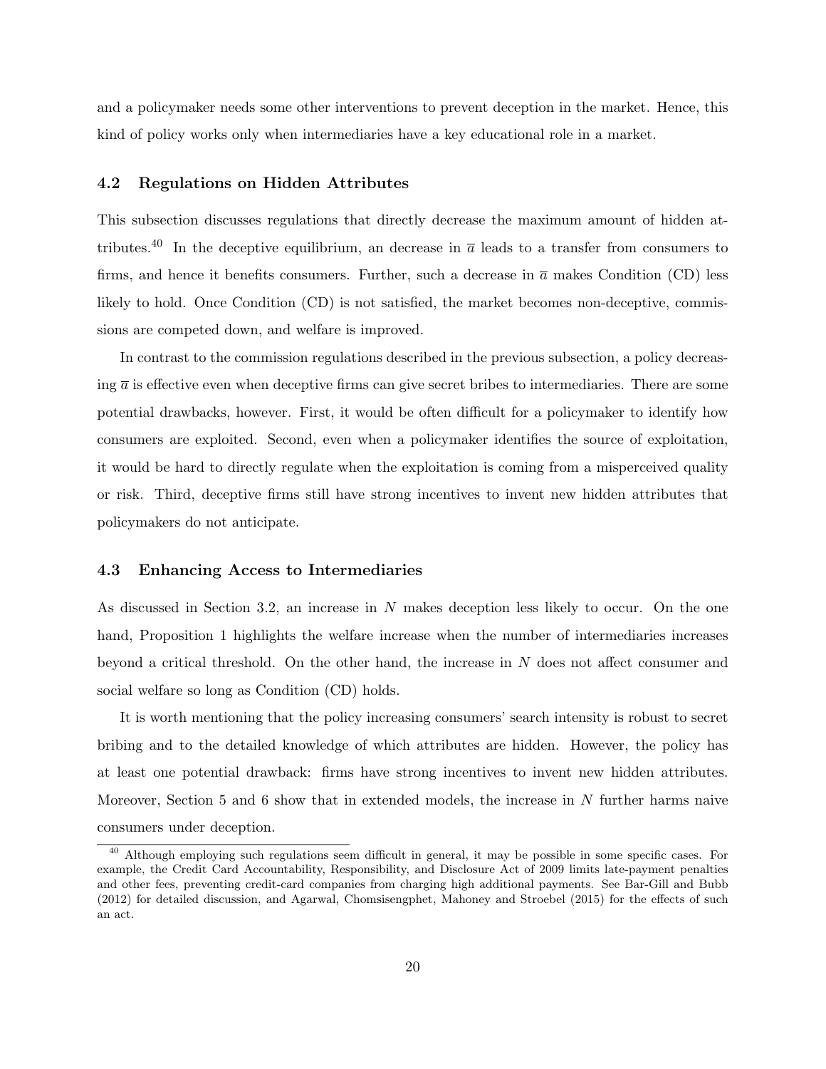and a policymaker needs some other interventions to prevent deception in the market. Hence, this kind of policy works only when intermediaries have a key educational role in a market.

### 4.2 Regulations on Hidden Attributes

This subsection discusses regulations that directly decrease the maximum amount of hidden attributes.[40] In the deceptive equilibrium, an decrease in $\overline{a}$ leads to a transfer from consumers to firms, and hence it benefits consumers. Further, such a decrease in $\overline{a}$ makes Condition (CD) less likely to hold. Once Condition (CD) is not satisfied, the market becomes non-deceptive, commissions are competed down, and welfare is improved.

In contrast to the commission regulations described in the previous subsection, a policy decreasing $\overline{a}$ is effective even when deceptive firms can give secret bribes to intermediaries. There are some potential drawbacks, however. First, it would be often difficult for a policymaker to identify how consumers are exploited. Second, even when a policymaker identifies the source of exploitation, it would be hard to directly regulate when the exploitation is coming from a misperceived quality or risk. Third, deceptive firms still have strong incentives to invent new hidden attributes that policymakers do not anticipate.

### 4.3 Enhancing Access to Intermediaries

As discussed in Section 3.2, an increase in $N$ makes deception less likely to occur. On the one hand, Proposition 1 highlights the welfare increase when the number of intermediaries increases beyond a critical threshold. On the other hand, the increase in $N$ does not affect consumer and social welfare so long as Condition (CD) holds.

It is worth mentioning that the policy increasing consumers' search intensity is robust to secret bribing and to the detailed knowledge of which attributes are hidden. However, the policy has at least one potential drawback: firms have strong incentives to invent new hidden attributes. Moreover, Section 5 and 6 show that in extended models, the increase in $N$ further harms naive consumers under deception.

[40] Although employing such regulations seem difficult in general, it may be possible in some specific cases. For example, the Credit Card Accountability, Responsibility, and Disclosure Act of 2009 limits late-payment penalties and other fees, preventing credit-card companies from charging high additional payments. See Bar-Gill and Bubb (2012) for detailed discussion, and Agarwal, Chomsisengphet, Mahoney and Stroebel (2015) for the effects of such an act.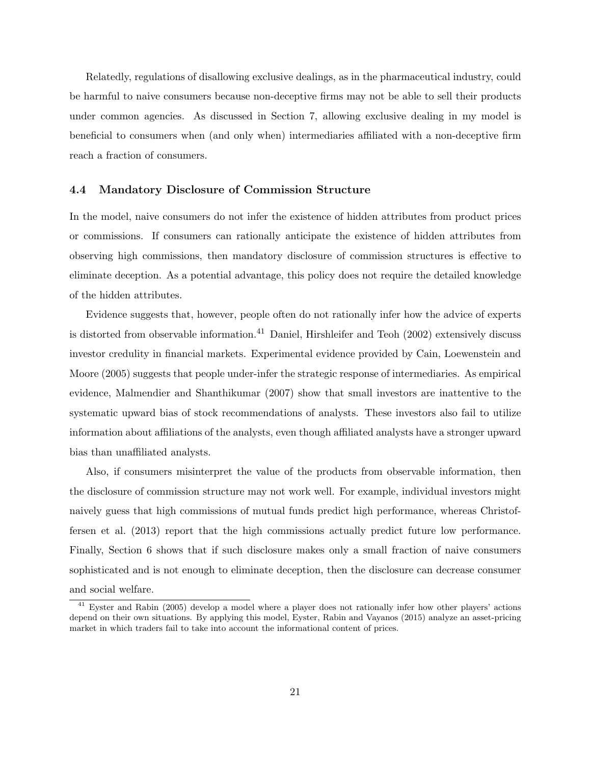Relatedly, regulations of disallowing exclusive dealings, as in the pharmaceutical industry, could be harmful to naive consumers because non-deceptive firms may not be able to sell their products under common agencies. As discussed in Section 7, allowing exclusive dealing in my model is beneficial to consumers when (and only when) intermediaries affiliated with a non-deceptive firm reach a fraction of consumers.

### 4.4 Mandatory Disclosure of Commission Structure

In the model, naive consumers do not infer the existence of hidden attributes from product prices or commissions. If consumers can rationally anticipate the existence of hidden attributes from observing high commissions, then mandatory disclosure of commission structures is effective to eliminate deception. As a potential advantage, this policy does not require the detailed knowledge of the hidden attributes.

Evidence suggests that, however, people often do not rationally infer how the advice of experts is distorted from observable information.[41] Daniel, Hirshleifer and Teoh (2002) extensively discuss investor credulity in financial markets. Experimental evidence provided by Cain, Loewenstein and Moore (2005) suggests that people under-infer the strategic response of intermediaries. As empirical evidence, Malmendier and Shanthikumar (2007) show that small investors are inattentive to the systematic upward bias of stock recommendations of analysts. These investors also fail to utilize information about affiliations of the analysts, even though affiliated analysts have a stronger upward bias than unaffiliated analysts.

Also, if consumers misinterpret the value of the products from observable information, then the disclosure of commission structure may not work well. For example, individual investors might naively guess that high commissions of mutual funds predict high performance, whereas Christoffersen et al. (2013) report that the high commissions actually predict future low performance. Finally, Section 6 shows that if such disclosure makes only a small fraction of naive consumers sophisticated and is not enough to eliminate deception, then the disclosure can decrease consumer and social welfare.

[41] Eyster and Rabin (2005) develop a model where a player does not rationally infer how other players' actions depend on their own situations. By applying this model, Eyster, Rabin and Vayanos (2015) analyze an asset-pricing market in which traders fail to take into account the informational content of prices.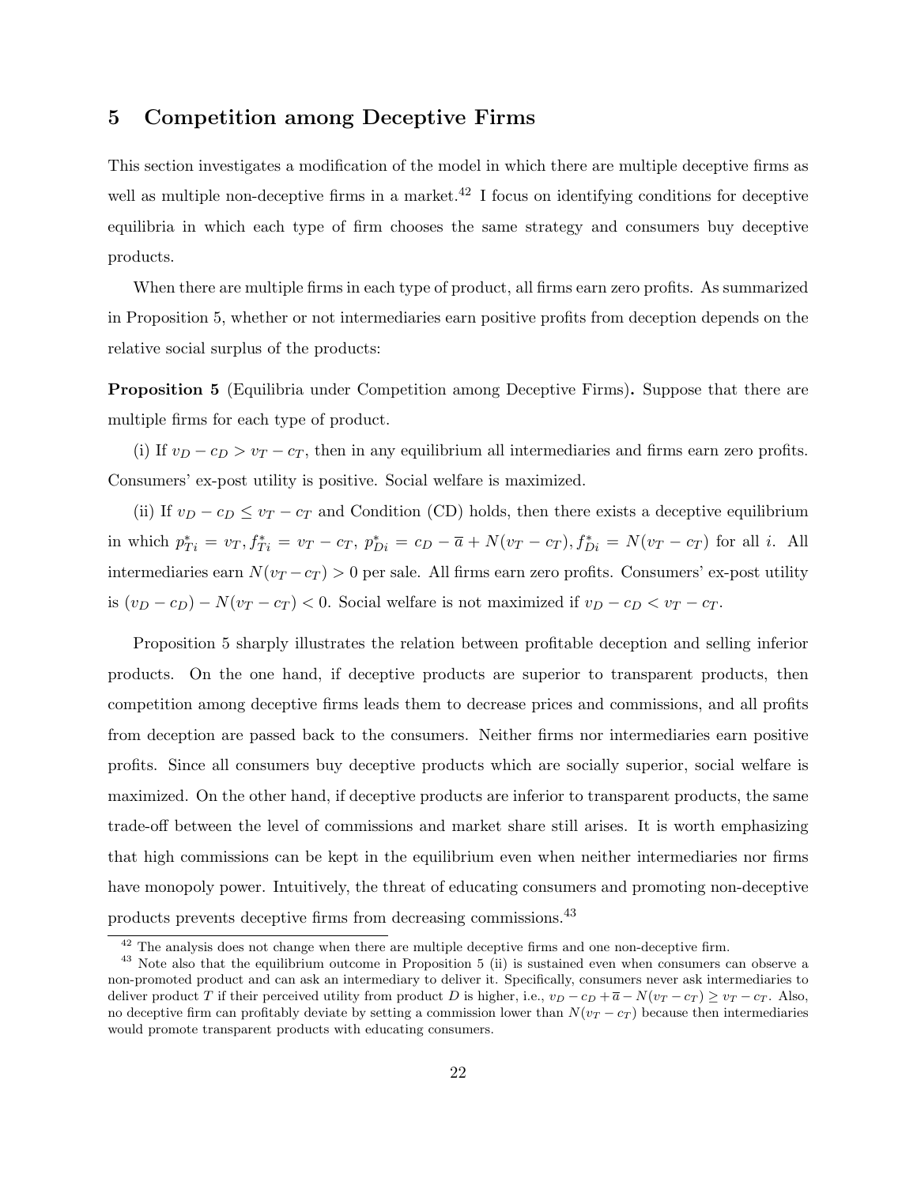## 5 Competition among Deceptive Firms

This section investigates a modification of the model in which there are multiple deceptive firms as well as multiple non-deceptive firms in a market.[42] I focus on identifying conditions for deceptive equilibria in which each type of firm chooses the same strategy and consumers buy deceptive products.

When there are multiple firms in each type of product, all firms earn zero profits. As summarized in Proposition 5, whether or not intermediaries earn positive profits from deception depends on the relative social surplus of the products:

**Proposition 5** (Equilibria under Competition among Deceptive Firms)**.** Suppose that there are multiple firms for each type of product.

(i) If $v_D - c_D > v_T - c_T$, then in any equilibrium all intermediaries and firms earn zero profits. Consumers' ex-post utility is positive. Social welfare is maximized.

(ii) If $v_D - c_D \leq v_T - c_T$ and Condition (CD) holds, then there exists a deceptive equilibrium in which $p^*_{Ti} = v_T, f^*_{Ti} = v_T - c_T$, $p^*_{Di} = c_D - \overline{a} + N(v_T - c_T), f^*_{Di} = N(v_T - c_T)$ for all $i$. All intermediaries earn $N(v_T - c_T) > 0$ per sale. All firms earn zero profits. Consumers' ex-post utility is $(v_D - c_D) - N(v_T - c_T) < 0$. Social welfare is not maximized if $v_D - c_D < v_T - c_T$.

Proposition 5 sharply illustrates the relation between profitable deception and selling inferior products. On the one hand, if deceptive products are superior to transparent products, then competition among deceptive firms leads them to decrease prices and commissions, and all profits from deception are passed back to the consumers. Neither firms nor intermediaries earn positive profits. Since all consumers buy deceptive products which are socially superior, social welfare is maximized. On the other hand, if deceptive products are inferior to transparent products, the same trade-off between the level of commissions and market share still arises. It is worth emphasizing that high commissions can be kept in the equilibrium even when neither intermediaries nor firms have monopoly power. Intuitively, the threat of educating consumers and promoting non-deceptive products prevents deceptive firms from decreasing commissions.[43]

[42] The analysis does not change when there are multiple deceptive firms and one non-deceptive firm.

[43] Note also that the equilibrium outcome in Proposition 5 (ii) is sustained even when consumers can observe a non-promoted product and can ask an intermediary to deliver it. Specifically, consumers never ask intermediaries to deliver product $T$ if their perceived utility from product $D$ is higher, i.e., $v_D - c_D + \overline{a} - N(v_T - c_T) \geq v_T - c_T$. Also, no deceptive firm can profitably deviate by setting a commission lower than $N(v_T - c_T)$ because then intermediaries would promote transparent products with educating consumers.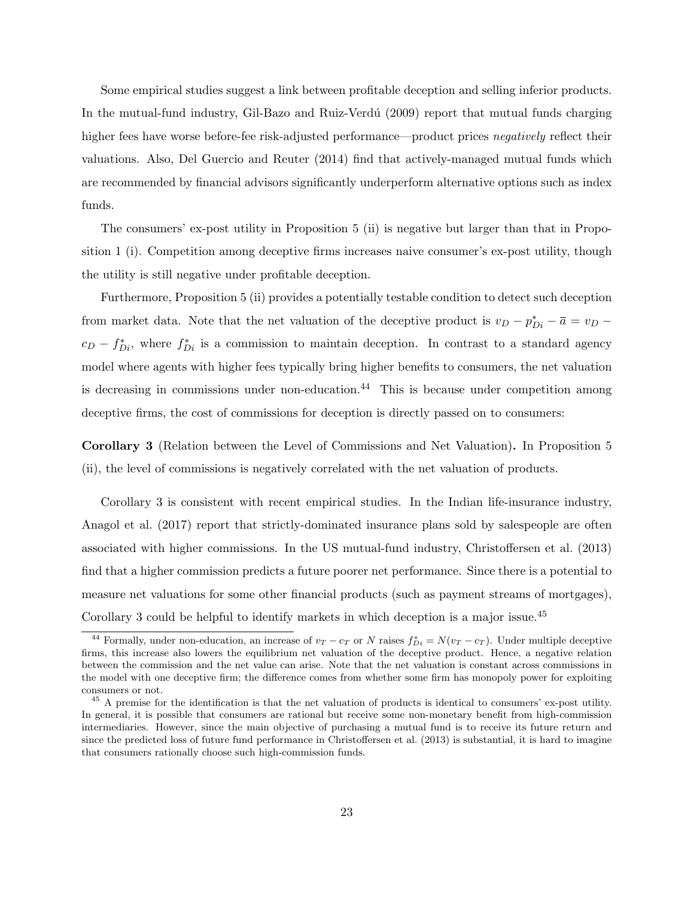Some empirical studies suggest a link between profitable deception and selling inferior products. In the mutual-fund industry, Gil-Bazo and Ruiz-Verdú (2009) report that mutual funds charging higher fees have worse before-fee risk-adjusted performance—product prices *negatively* reflect their valuations. Also, Del Guercio and Reuter (2014) find that actively-managed mutual funds which are recommended by financial advisors significantly underperform alternative options such as index funds.

The consumers' ex-post utility in Proposition 5 (ii) is negative but larger than that in Proposition 1 (i). Competition among deceptive firms increases naive consumer's ex-post utility, though the utility is still negative under profitable deception.

Furthermore, Proposition 5 (ii) provides a potentially testable condition to detect such deception from market data. Note that the net valuation of the deceptive product is $v_D - p^*_{Di} - \overline{a} = v_D - c_D - f^*_{Di}$, where $f^*_{Di}$ is a commission to maintain deception. In contrast to a standard agency model where agents with higher fees typically bring higher benefits to consumers, the net valuation is decreasing in commissions under non-education.[44] This is because under competition among deceptive firms, the cost of commissions for deception is directly passed on to consumers:

**Corollary 3** (Relation between the Level of Commissions and Net Valuation)**.** In Proposition 5 (ii), the level of commissions is negatively correlated with the net valuation of products.

Corollary 3 is consistent with recent empirical studies. In the Indian life-insurance industry, Anagol et al. (2017) report that strictly-dominated insurance plans sold by salespeople are often associated with higher commissions. In the US mutual-fund industry, Christoffersen et al. (2013) find that a higher commission predicts a future poorer net performance. Since there is a potential to measure net valuations for some other financial products (such as payment streams of mortgages), Corollary 3 could be helpful to identify markets in which deception is a major issue.[45]

---

[44] Formally, under non-education, an increase of $v_T - c_T$ or $N$ raises $f^*_{Di} = N(v_T - c_T)$. Under multiple deceptive firms, this increase also lowers the equilibrium net valuation of the deceptive product. Hence, a negative relation between the commission and the net value can arise. Note that the net valuation is constant across commissions in the model with one deceptive firm; the difference comes from whether some firm has monopoly power for exploiting consumers or not.

[45] A premise for the identification is that the net valuation of products is identical to consumers' ex-post utility. In general, it is possible that consumers are rational but receive some non-monetary benefit from high-commission intermediaries. However, since the main objective of purchasing a mutual fund is to receive its future return and since the predicted loss of future fund performance in Christoffersen et al. (2013) is substantial, it is hard to imagine that consumers rationally choose such high-commission funds.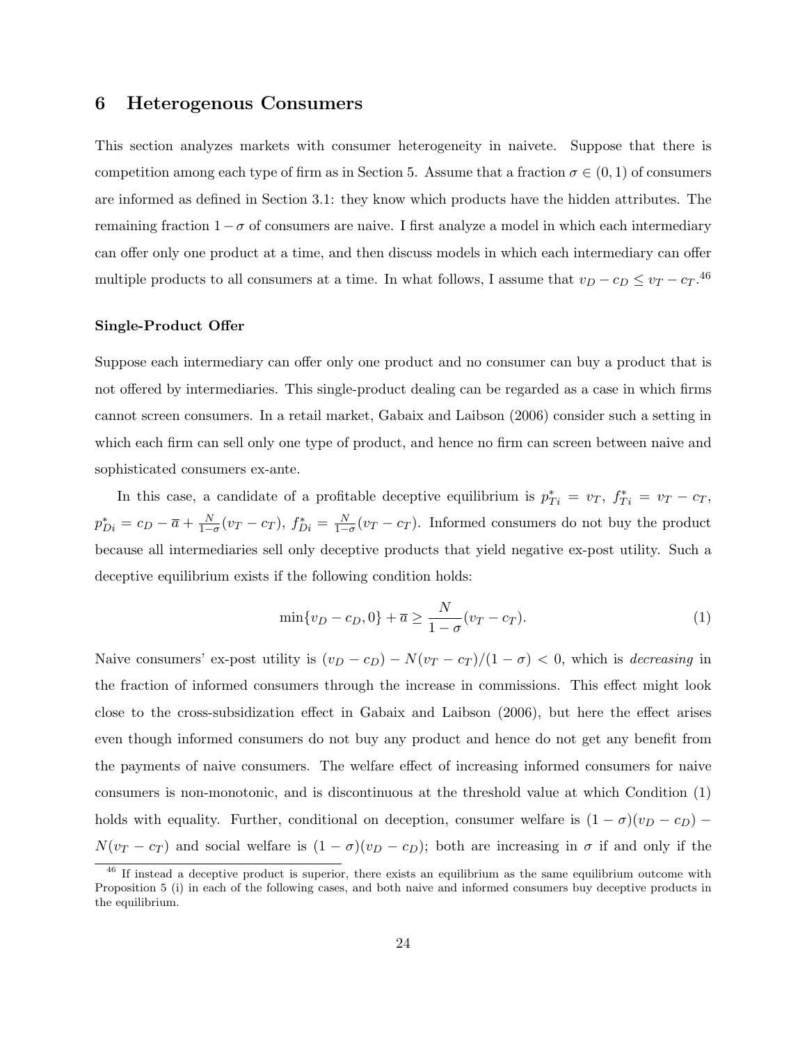## 6 Heterogenous Consumers

This section analyzes markets with consumer heterogeneity in naivete. Suppose that there is competition among each type of firm as in Section 5. Assume that a fraction $\sigma \in (0, 1)$ of consumers are informed as defined in Section 3.1: they know which products have the hidden attributes. The remaining fraction $1 - \sigma$ of consumers are naive. I first analyze a model in which each intermediary can offer only one product at a time, and then discuss models in which each intermediary can offer multiple products to all consumers at a time. In what follows, I assume that $v_D - c_D \leq v_T - c_T$.[46]

**Single-Product Offer**

Suppose each intermediary can offer only one product and no consumer can buy a product that is not offered by intermediaries. This single-product dealing can be regarded as a case in which firms cannot screen consumers. In a retail market, Gabaix and Laibson (2006) consider such a setting in which each firm can sell only one type of product, and hence no firm can screen between naive and sophisticated consumers ex-ante.

In this case, a candidate of a profitable deceptive equilibrium is $p^*_{Ti} = v_T$, $f^*_{Ti} = v_T - c_T$, $p^*_{Di} = c_D - \overline{a} + \frac{N}{1-\sigma}(v_T - c_T)$, $f^*_{Di} = \frac{N}{1-\sigma}(v_T - c_T)$. Informed consumers do not buy the product because all intermediaries sell only deceptive products that yield negative ex-post utility. Such a deceptive equilibrium exists if the following condition holds:

$$\min\{v_D - c_D, 0\} + \overline{a} \geq \frac{N}{1-\sigma}(v_T - c_T). \tag{1}$$

Naive consumers' ex-post utility is $(v_D - c_D) - N(v_T - c_T)/(1 - \sigma) < 0$, which is *decreasing* in the fraction of informed consumers through the increase in commissions. This effect might look close to the cross-subsidization effect in Gabaix and Laibson (2006), but here the effect arises even though informed consumers do not buy any product and hence do not get any benefit from the payments of naive consumers. The welfare effect of increasing informed consumers for naive consumers is non-monotonic, and is discontinuous at the threshold value at which Condition (1) holds with equality. Further, conditional on deception, consumer welfare is $(1 - \sigma)(v_D - c_D) - N(v_T - c_T)$ and social welfare is $(1 - \sigma)(v_D - c_D)$; both are increasing in $\sigma$ if and only if the

[46] If instead a deceptive product is superior, there exists an equilibrium as the same equilibrium outcome with Proposition 5 (i) in each of the following cases, and both naive and informed consumers buy deceptive products in the equilibrium.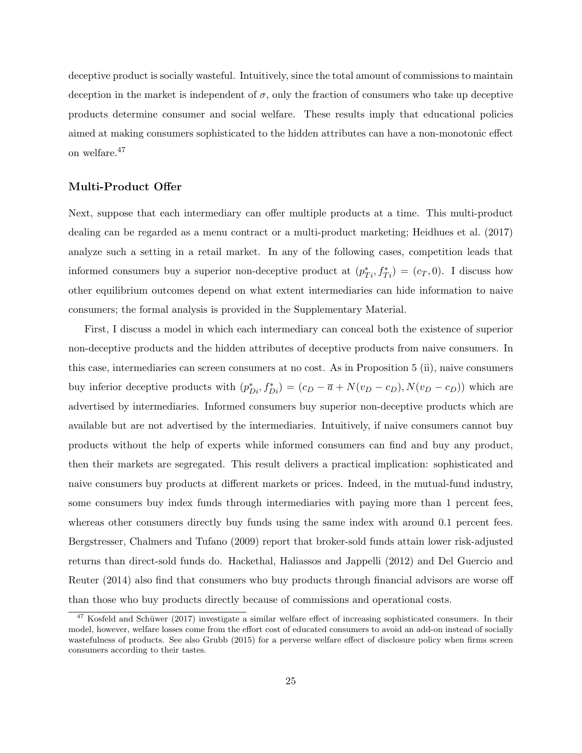deceptive product is socially wasteful. Intuitively, since the total amount of commissions to maintain deception in the market is independent of $\sigma$, only the fraction of consumers who take up deceptive products determine consumer and social welfare. These results imply that educational policies aimed at making consumers sophisticated to the hidden attributes can have a non-monotonic effect on welfare.[47]

### Multi-Product Offer

Next, suppose that each intermediary can offer multiple products at a time. This multi-product dealing can be regarded as a menu contract or a multi-product marketing; Heidhues et al. (2017) analyze such a setting in a retail market. In any of the following cases, competition leads that informed consumers buy a superior non-deceptive product at $(p^*_{Ti}, f^*_{Ti}) = (c_T, 0)$. I discuss how other equilibrium outcomes depend on what extent intermediaries can hide information to naive consumers; the formal analysis is provided in the Supplementary Material.

First, I discuss a model in which each intermediary can conceal both the existence of superior non-deceptive products and the hidden attributes of deceptive products from naive consumers. In this case, intermediaries can screen consumers at no cost. As in Proposition 5 (ii), naive consumers buy inferior deceptive products with $(p^*_{Di}, f^*_{Di}) = (c_D - \overline{a} + N(v_D - c_D), N(v_D - c_D))$ which are advertised by intermediaries. Informed consumers buy superior non-deceptive products which are available but are not advertised by the intermediaries. Intuitively, if naive consumers cannot buy products without the help of experts while informed consumers can find and buy any product, then their markets are segregated. This result delivers a practical implication: sophisticated and naive consumers buy products at different markets or prices. Indeed, in the mutual-fund industry, some consumers buy index funds through intermediaries with paying more than 1 percent fees, whereas other consumers directly buy funds using the same index with around 0.1 percent fees. Bergstresser, Chalmers and Tufano (2009) report that broker-sold funds attain lower risk-adjusted returns than direct-sold funds do. Hackethal, Haliassos and Jappelli (2012) and Del Guercio and Reuter (2014) also find that consumers who buy products through financial advisors are worse off than those who buy products directly because of commissions and operational costs.

[47] Kosfeld and Schüwer (2017) investigate a similar welfare effect of increasing sophisticated consumers. In their model, however, welfare losses come from the effort cost of educated consumers to avoid an add-on instead of socially wastefulness of products. See also Grubb (2015) for a perverse welfare effect of disclosure policy when firms screen consumers according to their tastes.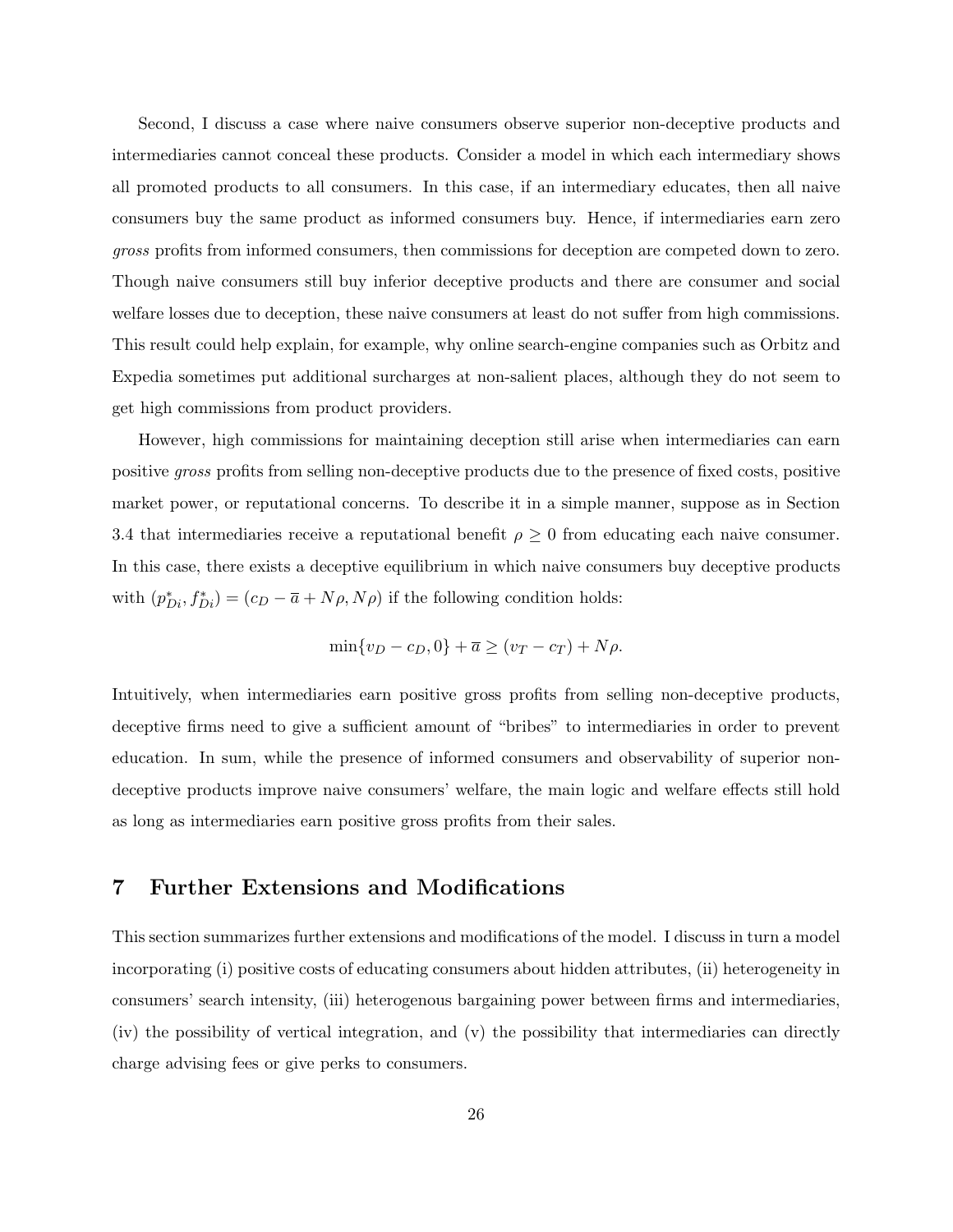Second, I discuss a case where naive consumers observe superior non-deceptive products and intermediaries cannot conceal these products. Consider a model in which each intermediary shows all promoted products to all consumers. In this case, if an intermediary educates, then all naive consumers buy the same product as informed consumers buy. Hence, if intermediaries earn zero *gross* profits from informed consumers, then commissions for deception are competed down to zero. Though naive consumers still buy inferior deceptive products and there are consumer and social welfare losses due to deception, these naive consumers at least do not suffer from high commissions. This result could help explain, for example, why online search-engine companies such as Orbitz and Expedia sometimes put additional surcharges at non-salient places, although they do not seem to get high commissions from product providers.

However, high commissions for maintaining deception still arise when intermediaries can earn positive *gross* profits from selling non-deceptive products due to the presence of fixed costs, positive market power, or reputational concerns. To describe it in a simple manner, suppose as in Section 3.4 that intermediaries receive a reputational benefit $\rho \geq 0$ from educating each naive consumer. In this case, there exists a deceptive equilibrium in which naive consumers buy deceptive products with $(p^*_{Di}, f^*_{Di}) = (c_D - \overline{a} + N\rho, N\rho)$ if the following condition holds:

$$\min\{v_D - c_D, 0\} + \overline{a} \geq (v_T - c_T) + N\rho.$$

Intuitively, when intermediaries earn positive gross profits from selling non-deceptive products, deceptive firms need to give a sufficient amount of "bribes" to intermediaries in order to prevent education. In sum, while the presence of informed consumers and observability of superior non-deceptive products improve naive consumers' welfare, the main logic and welfare effects still hold as long as intermediaries earn positive gross profits from their sales.

## 7 Further Extensions and Modifications

This section summarizes further extensions and modifications of the model. I discuss in turn a model incorporating (i) positive costs of educating consumers about hidden attributes, (ii) heterogeneity in consumers' search intensity, (iii) heterogenous bargaining power between firms and intermediaries, (iv) the possibility of vertical integration, and (v) the possibility that intermediaries can directly charge advising fees or give perks to consumers.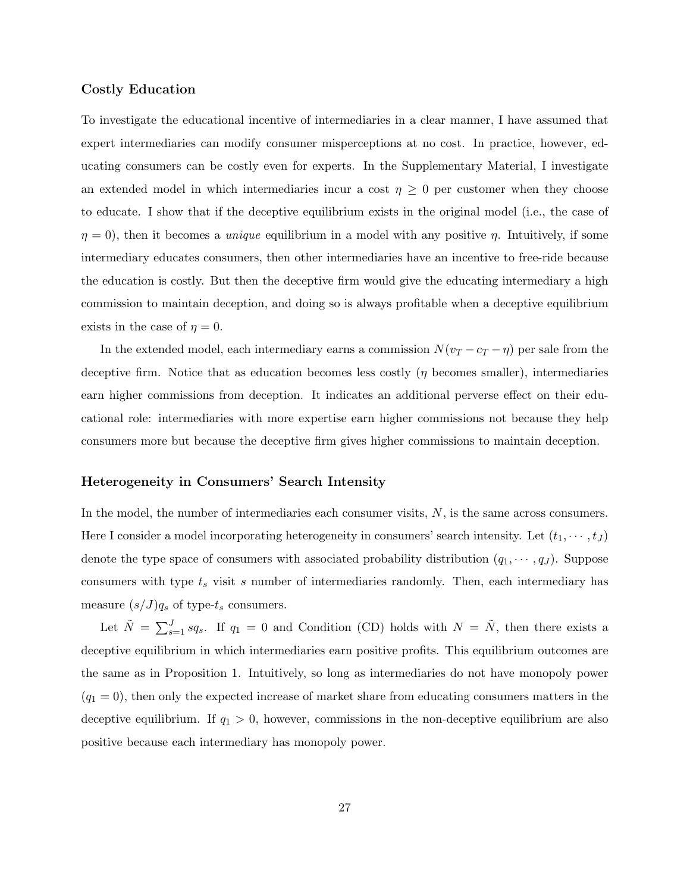### Costly Education

To investigate the educational incentive of intermediaries in a clear manner, I have assumed that expert intermediaries can modify consumer misperceptions at no cost. In practice, however, educating consumers can be costly even for experts. In the Supplementary Material, I investigate an extended model in which intermediaries incur a cost $\eta \geq 0$ per customer when they choose to educate. I show that if the deceptive equilibrium exists in the original model (i.e., the case of $\eta = 0$), then it becomes a *unique* equilibrium in a model with any positive $\eta$. Intuitively, if some intermediary educates consumers, then other intermediaries have an incentive to free-ride because the education is costly. But then the deceptive firm would give the educating intermediary a high commission to maintain deception, and doing so is always profitable when a deceptive equilibrium exists in the case of $\eta = 0$.

In the extended model, each intermediary earns a commission $N(v_T - c_T - \eta)$ per sale from the deceptive firm. Notice that as education becomes less costly ($\eta$ becomes smaller), intermediaries earn higher commissions from deception. It indicates an additional perverse effect on their educational role: intermediaries with more expertise earn higher commissions not because they help consumers more but because the deceptive firm gives higher commissions to maintain deception.

### Heterogeneity in Consumers' Search Intensity

In the model, the number of intermediaries each consumer visits, $N$, is the same across consumers. Here I consider a model incorporating heterogeneity in consumers' search intensity. Let $(t_1, \cdots, t_J)$ denote the type space of consumers with associated probability distribution $(q_1, \cdots, q_J)$. Suppose consumers with type $t_s$ visit $s$ number of intermediaries randomly. Then, each intermediary has measure $(s/J)q_s$ of type-$t_s$ consumers.

Let $\tilde{N} = \sum_{s=1}^{J} sq_s$. If $q_1 = 0$ and Condition (CD) holds with $N = \tilde{N}$, then there exists a deceptive equilibrium in which intermediaries earn positive profits. This equilibrium outcomes are the same as in Proposition 1. Intuitively, so long as intermediaries do not have monopoly power ($q_1 = 0$), then only the expected increase of market share from educating consumers matters in the deceptive equilibrium. If $q_1 > 0$, however, commissions in the non-deceptive equilibrium are also positive because each intermediary has monopoly power.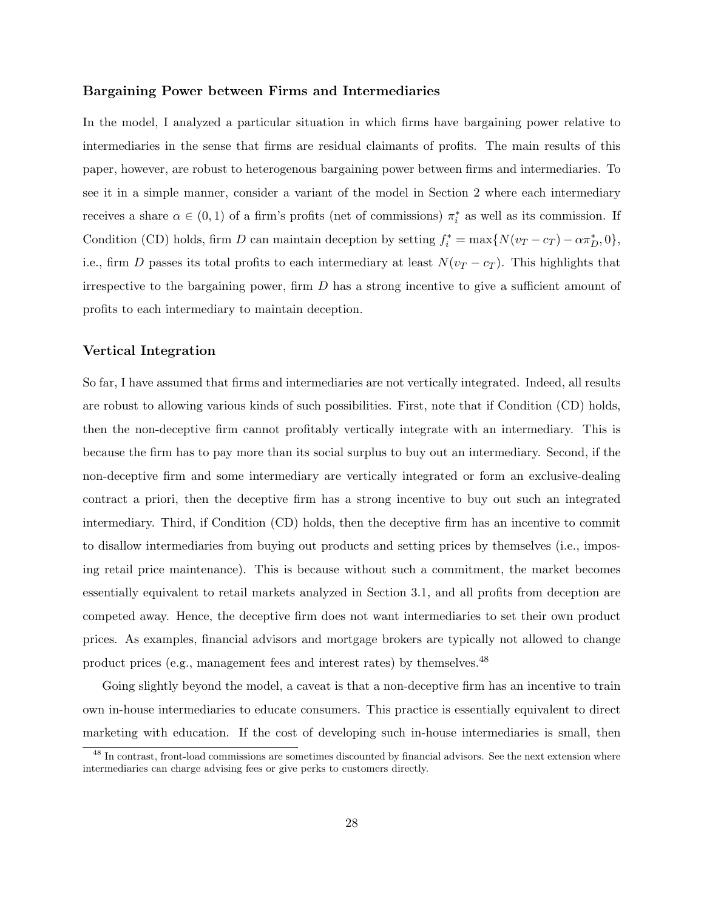### Bargaining Power between Firms and Intermediaries

In the model, I analyzed a particular situation in which firms have bargaining power relative to intermediaries in the sense that firms are residual claimants of profits. The main results of this paper, however, are robust to heterogenous bargaining power between firms and intermediaries. To see it in a simple manner, consider a variant of the model in Section 2 where each intermediary receives a share $\alpha \in (0,1)$ of a firm's profits (net of commissions) $\pi_i^*$ as well as its commission. If Condition (CD) holds, firm $D$ can maintain deception by setting $f_i^* = \max\{N(v_T - c_T) - \alpha\pi_D^*, 0\}$, i.e., firm $D$ passes its total profits to each intermediary at least $N(v_T - c_T)$. This highlights that irrespective to the bargaining power, firm $D$ has a strong incentive to give a sufficient amount of profits to each intermediary to maintain deception.

### Vertical Integration

So far, I have assumed that firms and intermediaries are not vertically integrated. Indeed, all results are robust to allowing various kinds of such possibilities. First, note that if Condition (CD) holds, then the non-deceptive firm cannot profitably vertically integrate with an intermediary. This is because the firm has to pay more than its social surplus to buy out an intermediary. Second, if the non-deceptive firm and some intermediary are vertically integrated or form an exclusive-dealing contract a priori, then the deceptive firm has a strong incentive to buy out such an integrated intermediary. Third, if Condition (CD) holds, then the deceptive firm has an incentive to commit to disallow intermediaries from buying out products and setting prices by themselves (i.e., imposing retail price maintenance). This is because without such a commitment, the market becomes essentially equivalent to retail markets analyzed in Section 3.1, and all profits from deception are competed away. Hence, the deceptive firm does not want intermediaries to set their own product prices. As examples, financial advisors and mortgage brokers are typically not allowed to change product prices (e.g., management fees and interest rates) by themselves.[48]

Going slightly beyond the model, a caveat is that a non-deceptive firm has an incentive to train own in-house intermediaries to educate consumers. This practice is essentially equivalent to direct marketing with education. If the cost of developing such in-house intermediaries is small, then

[48] In contrast, front-load commissions are sometimes discounted by financial advisors. See the next extension where intermediaries can charge advising fees or give perks to customers directly.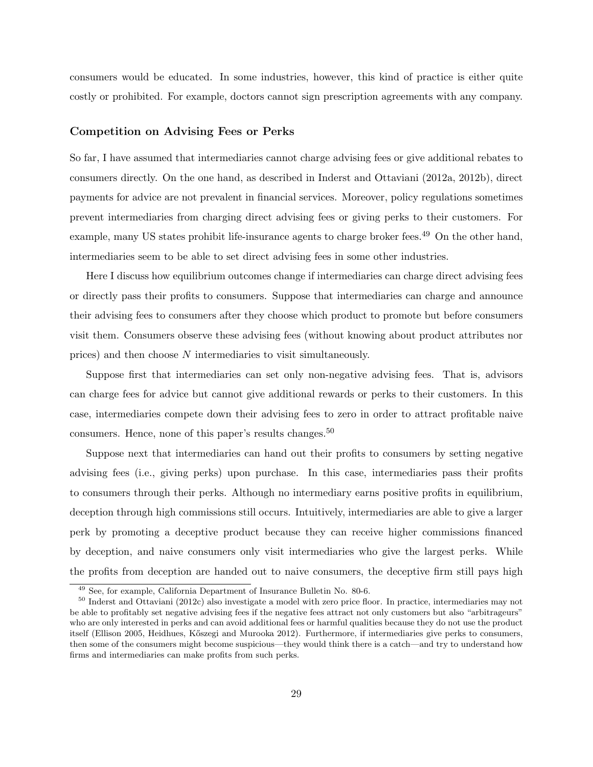consumers would be educated. In some industries, however, this kind of practice is either quite costly or prohibited. For example, doctors cannot sign prescription agreements with any company.

### Competition on Advising Fees or Perks

So far, I have assumed that intermediaries cannot charge advising fees or give additional rebates to consumers directly. On the one hand, as described in Inderst and Ottaviani (2012a, 2012b), direct payments for advice are not prevalent in financial services. Moreover, policy regulations sometimes prevent intermediaries from charging direct advising fees or giving perks to their customers. For example, many US states prohibit life-insurance agents to charge broker fees.[49] On the other hand, intermediaries seem to be able to set direct advising fees in some other industries.

Here I discuss how equilibrium outcomes change if intermediaries can charge direct advising fees or directly pass their profits to consumers. Suppose that intermediaries can charge and announce their advising fees to consumers after they choose which product to promote but before consumers visit them. Consumers observe these advising fees (without knowing about product attributes nor prices) and then choose $N$ intermediaries to visit simultaneously.

Suppose first that intermediaries can set only non-negative advising fees. That is, advisors can charge fees for advice but cannot give additional rewards or perks to their customers. In this case, intermediaries compete down their advising fees to zero in order to attract profitable naive consumers. Hence, none of this paper's results changes.[50]

Suppose next that intermediaries can hand out their profits to consumers by setting negative advising fees (i.e., giving perks) upon purchase. In this case, intermediaries pass their profits to consumers through their perks. Although no intermediary earns positive profits in equilibrium, deception through high commissions still occurs. Intuitively, intermediaries are able to give a larger perk by promoting a deceptive product because they can receive higher commissions financed by deception, and naive consumers only visit intermediaries who give the largest perks. While the profits from deception are handed out to naive consumers, the deceptive firm still pays high

[49] See, for example, California Department of Insurance Bulletin No. 80-6.

[50] Inderst and Ottaviani (2012c) also investigate a model with zero price floor. In practice, intermediaries may not be able to profitably set negative advising fees if the negative fees attract not only customers but also "arbitrageurs" who are only interested in perks and can avoid additional fees or harmful qualities because they do not use the product itself (Ellison 2005, Heidhues, Kőszegi and Murooka 2012). Furthermore, if intermediaries give perks to consumers, then some of the consumers might become suspicious—they would think there is a catch—and try to understand how firms and intermediaries can make profits from such perks.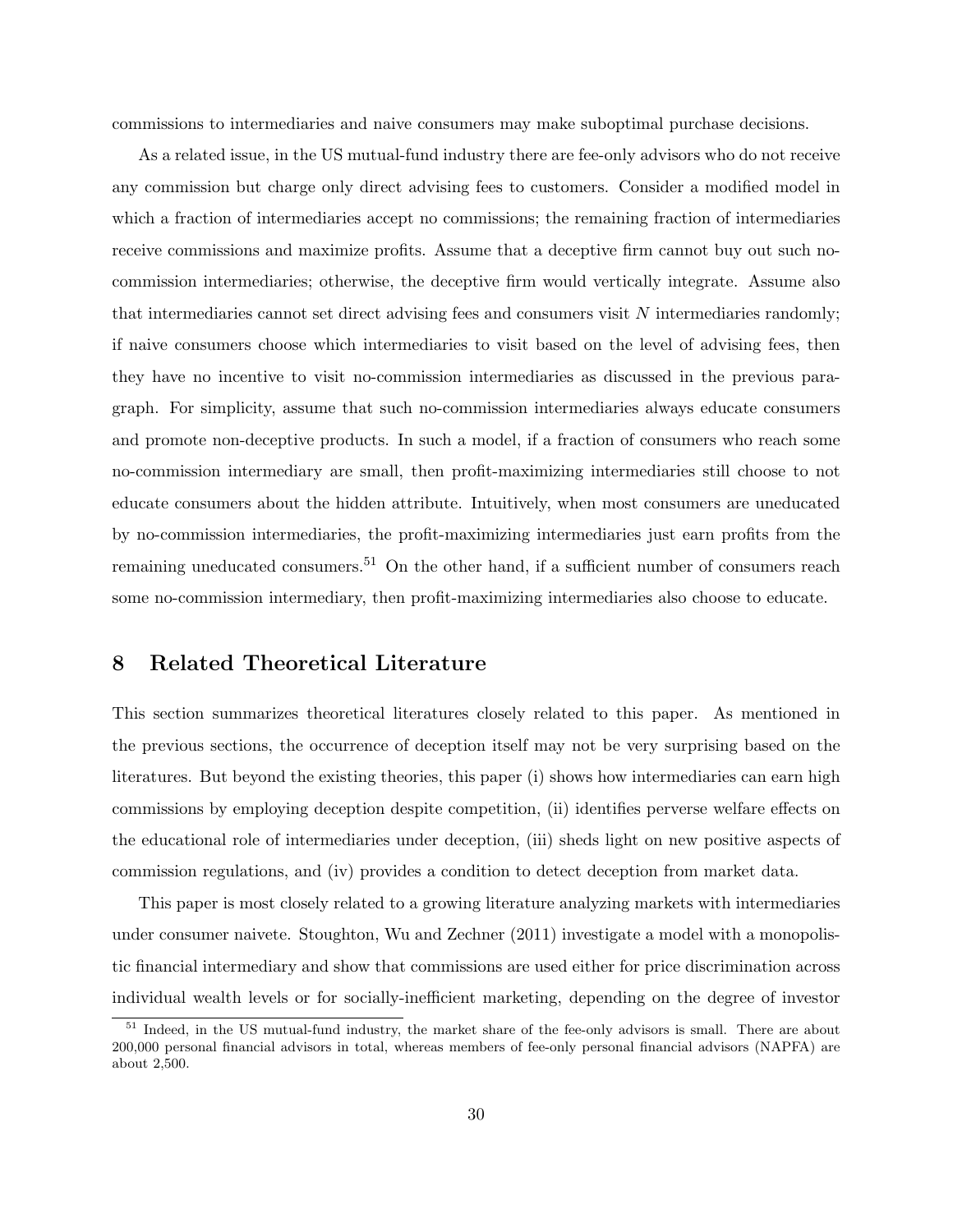commissions to intermediaries and naive consumers may make suboptimal purchase decisions.

As a related issue, in the US mutual-fund industry there are fee-only advisors who do not receive any commission but charge only direct advising fees to customers. Consider a modified model in which a fraction of intermediaries accept no commissions; the remaining fraction of intermediaries receive commissions and maximize profits. Assume that a deceptive firm cannot buy out such no-commission intermediaries; otherwise, the deceptive firm would vertically integrate. Assume also that intermediaries cannot set direct advising fees and consumers visit $N$ intermediaries randomly; if naive consumers choose which intermediaries to visit based on the level of advising fees, then they have no incentive to visit no-commission intermediaries as discussed in the previous paragraph. For simplicity, assume that such no-commission intermediaries always educate consumers and promote non-deceptive products. In such a model, if a fraction of consumers who reach some no-commission intermediary are small, then profit-maximizing intermediaries still choose to not educate consumers about the hidden attribute. Intuitively, when most consumers are uneducated by no-commission intermediaries, the profit-maximizing intermediaries just earn profits from the remaining uneducated consumers.[51] On the other hand, if a sufficient number of consumers reach some no-commission intermediary, then profit-maximizing intermediaries also choose to educate.

## 8 Related Theoretical Literature

This section summarizes theoretical literatures closely related to this paper. As mentioned in the previous sections, the occurrence of deception itself may not be very surprising based on the literatures. But beyond the existing theories, this paper (i) shows how intermediaries can earn high commissions by employing deception despite competition, (ii) identifies perverse welfare effects on the educational role of intermediaries under deception, (iii) sheds light on new positive aspects of commission regulations, and (iv) provides a condition to detect deception from market data.

This paper is most closely related to a growing literature analyzing markets with intermediaries under consumer naivete. Stoughton, Wu and Zechner (2011) investigate a model with a monopolistic financial intermediary and show that commissions are used either for price discrimination across individual wealth levels or for socially-inefficient marketing, depending on the degree of investor

[51] Indeed, in the US mutual-fund industry, the market share of the fee-only advisors is small. There are about 200,000 personal financial advisors in total, whereas members of fee-only personal financial advisors (NAPFA) are about 2,500.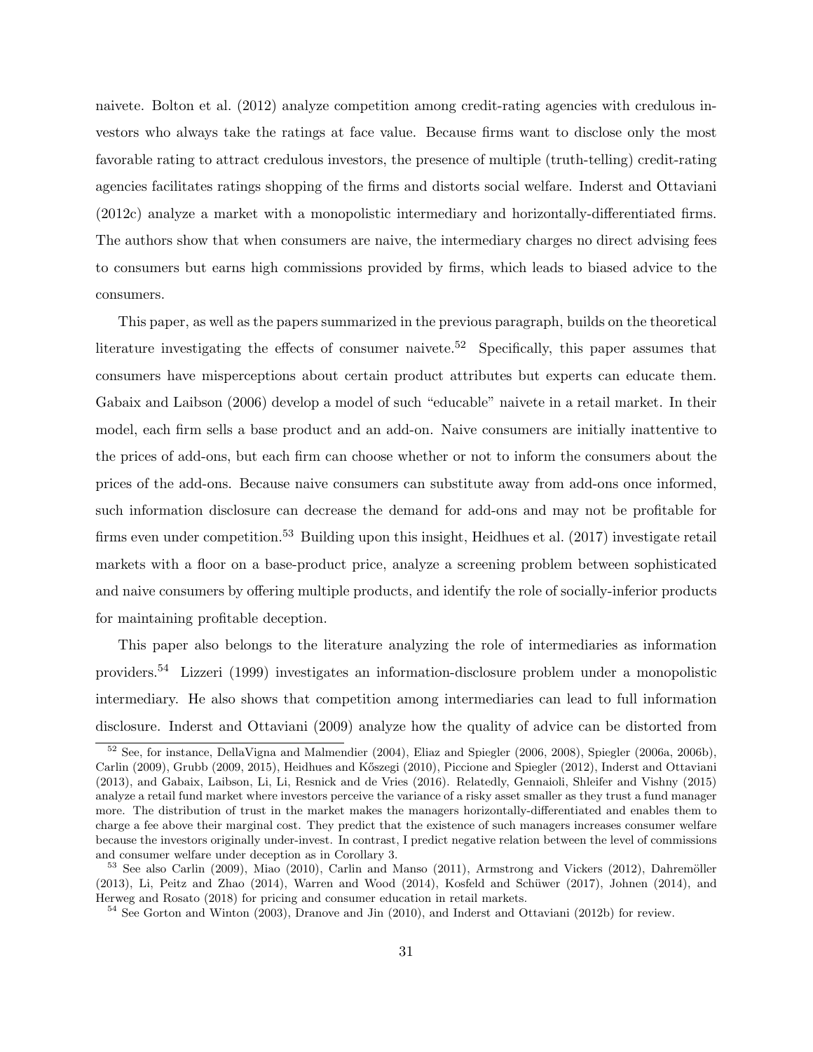naivete. Bolton et al. (2012) analyze competition among credit-rating agencies with credulous investors who always take the ratings at face value. Because firms want to disclose only the most favorable rating to attract credulous investors, the presence of multiple (truth-telling) credit-rating agencies facilitates ratings shopping of the firms and distorts social welfare. Inderst and Ottaviani (2012c) analyze a market with a monopolistic intermediary and horizontally-differentiated firms. The authors show that when consumers are naive, the intermediary charges no direct advising fees to consumers but earns high commissions provided by firms, which leads to biased advice to the consumers.

This paper, as well as the papers summarized in the previous paragraph, builds on the theoretical literature investigating the effects of consumer naivete.[52] Specifically, this paper assumes that consumers have misperceptions about certain product attributes but experts can educate them. Gabaix and Laibson (2006) develop a model of such "educable" naivete in a retail market. In their model, each firm sells a base product and an add-on. Naive consumers are initially inattentive to the prices of add-ons, but each firm can choose whether or not to inform the consumers about the prices of the add-ons. Because naive consumers can substitute away from add-ons once informed, such information disclosure can decrease the demand for add-ons and may not be profitable for firms even under competition.[53] Building upon this insight, Heidhues et al. (2017) investigate retail markets with a floor on a base-product price, analyze a screening problem between sophisticated and naive consumers by offering multiple products, and identify the role of socially-inferior products for maintaining profitable deception.

This paper also belongs to the literature analyzing the role of intermediaries as information providers.[54] Lizzeri (1999) investigates an information-disclosure problem under a monopolistic intermediary. He also shows that competition among intermediaries can lead to full information disclosure. Inderst and Ottaviani (2009) analyze how the quality of advice can be distorted from

[52] See, for instance, DellaVigna and Malmendier (2004), Eliaz and Spiegler (2006, 2008), Spiegler (2006a, 2006b), Carlin (2009), Grubb (2009, 2015), Heidhues and Kőszegi (2010), Piccione and Spiegler (2012), Inderst and Ottaviani (2013), and Gabaix, Laibson, Li, Li, Resnick and de Vries (2016). Relatedly, Gennaioli, Shleifer and Vishny (2015) analyze a retail fund market where investors perceive the variance of a risky asset smaller as they trust a fund manager more. The distribution of trust in the market makes the managers horizontally-differentiated and enables them to charge a fee above their marginal cost. They predict that the existence of such managers increases consumer welfare because the investors originally under-invest. In contrast, I predict negative relation between the level of commissions and consumer welfare under deception as in Corollary 3.

[53] See also Carlin (2009), Miao (2010), Carlin and Manso (2011), Armstrong and Vickers (2012), Dahremöller (2013), Li, Peitz and Zhao (2014), Warren and Wood (2014), Kosfeld and Schüwer (2017), Johnen (2014), and Herweg and Rosato (2018) for pricing and consumer education in retail markets.

[54] See Gorton and Winton (2003), Dranove and Jin (2010), and Inderst and Ottaviani (2012b) for review.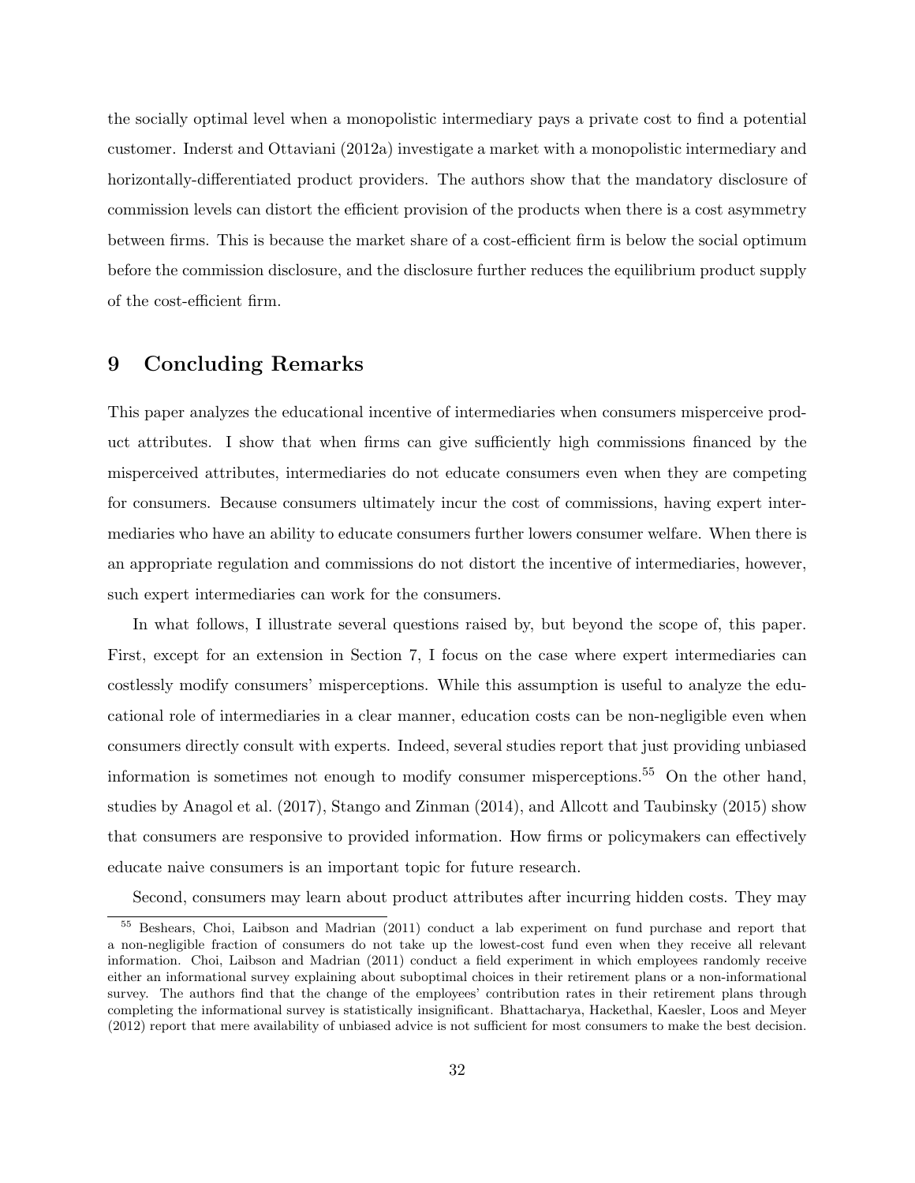the socially optimal level when a monopolistic intermediary pays a private cost to find a potential customer. Inderst and Ottaviani (2012a) investigate a market with a monopolistic intermediary and horizontally-differentiated product providers. The authors show that the mandatory disclosure of commission levels can distort the efficient provision of the products when there is a cost asymmetry between firms. This is because the market share of a cost-efficient firm is below the social optimum before the commission disclosure, and the disclosure further reduces the equilibrium product supply of the cost-efficient firm.

# 9 Concluding Remarks

This paper analyzes the educational incentive of intermediaries when consumers misperceive product attributes. I show that when firms can give sufficiently high commissions financed by the misperceived attributes, intermediaries do not educate consumers even when they are competing for consumers. Because consumers ultimately incur the cost of commissions, having expert intermediaries who have an ability to educate consumers further lowers consumer welfare. When there is an appropriate regulation and commissions do not distort the incentive of intermediaries, however, such expert intermediaries can work for the consumers.

In what follows, I illustrate several questions raised by, but beyond the scope of, this paper. First, except for an extension in Section 7, I focus on the case where expert intermediaries can costlessly modify consumers' misperceptions. While this assumption is useful to analyze the educational role of intermediaries in a clear manner, education costs can be non-negligible even when consumers directly consult with experts. Indeed, several studies report that just providing unbiased information is sometimes not enough to modify consumer misperceptions.[55] On the other hand, studies by Anagol et al. (2017), Stango and Zinman (2014), and Allcott and Taubinsky (2015) show that consumers are responsive to provided information. How firms or policymakers can effectively educate naive consumers is an important topic for future research.

Second, consumers may learn about product attributes after incurring hidden costs. They may

[55] Beshears, Choi, Laibson and Madrian (2011) conduct a lab experiment on fund purchase and report that a non-negligible fraction of consumers do not take up the lowest-cost fund even when they receive all relevant information. Choi, Laibson and Madrian (2011) conduct a field experiment in which employees randomly receive either an informational survey explaining about suboptimal choices in their retirement plans or a non-informational survey. The authors find that the change of the employees' contribution rates in their retirement plans through completing the informational survey is statistically insignificant. Bhattacharya, Hackethal, Kaesler, Loos and Meyer (2012) report that mere availability of unbiased advice is not sufficient for most consumers to make the best decision.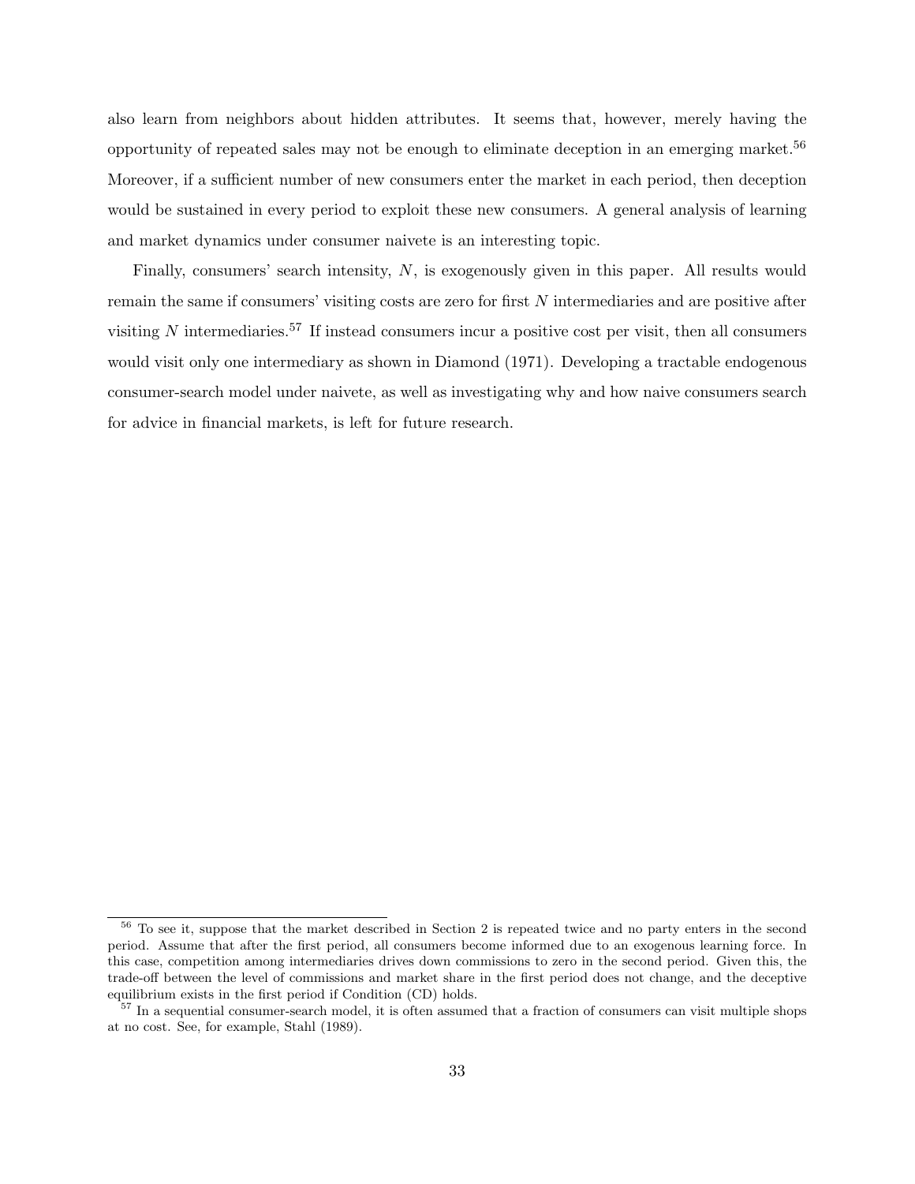also learn from neighbors about hidden attributes. It seems that, however, merely having the opportunity of repeated sales may not be enough to eliminate deception in an emerging market.[56] Moreover, if a sufficient number of new consumers enter the market in each period, then deception would be sustained in every period to exploit these new consumers. A general analysis of learning and market dynamics under consumer naivete is an interesting topic.

Finally, consumers' search intensity, $N$, is exogenously given in this paper. All results would remain the same if consumers' visiting costs are zero for first $N$ intermediaries and are positive after visiting $N$ intermediaries.[57] If instead consumers incur a positive cost per visit, then all consumers would visit only one intermediary as shown in Diamond (1971). Developing a tractable endogenous consumer-search model under naivete, as well as investigating why and how naive consumers search for advice in financial markets, is left for future research.

---

[56] To see it, suppose that the market described in Section 2 is repeated twice and no party enters in the second period. Assume that after the first period, all consumers become informed due to an exogenous learning force. In this case, competition among intermediaries drives down commissions to zero in the second period. Given this, the trade-off between the level of commissions and market share in the first period does not change, and the deceptive equilibrium exists in the first period if Condition (CD) holds.

[57] In a sequential consumer-search model, it is often assumed that a fraction of consumers can visit multiple shops at no cost. See, for example, Stahl (1989).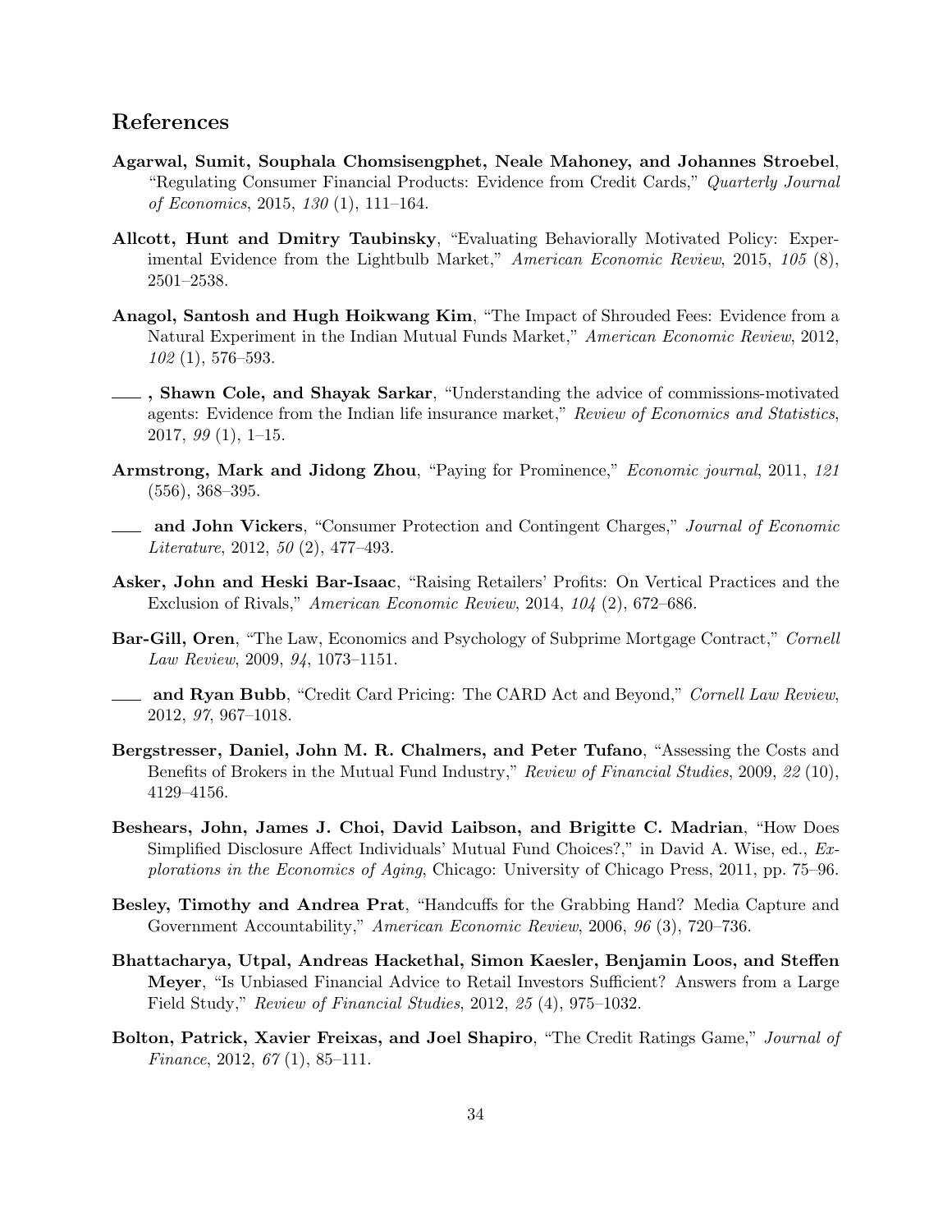## References

**Agarwal, Sumit, Souphala Chomsisengphet, Neale Mahoney, and Johannes Stroebel**, "Regulating Consumer Financial Products: Evidence from Credit Cards," *Quarterly Journal of Economics*, 2015, *130* (1), 111–164.

**Allcott, Hunt and Dmitry Taubinsky**, "Evaluating Behaviorally Motivated Policy: Experimental Evidence from the Lightbulb Market," *American Economic Review*, 2015, *105* (8), 2501–2538.

**Anagol, Santosh and Hugh Hoikwang Kim**, "The Impact of Shrouded Fees: Evidence from a Natural Experiment in the Indian Mutual Funds Market," *American Economic Review*, 2012, *102* (1), 576–593.

**\_\_\_, Shawn Cole, and Shayak Sarkar**, "Understanding the advice of commissions-motivated agents: Evidence from the Indian life insurance market," *Review of Economics and Statistics*, 2017, *99* (1), 1–15.

**Armstrong, Mark and Jidong Zhou**, "Paying for Prominence," *Economic journal*, 2011, *121* (556), 368–395.

**\_\_\_ and John Vickers**, "Consumer Protection and Contingent Charges," *Journal of Economic Literature*, 2012, *50* (2), 477–493.

**Asker, John and Heski Bar-Isaac**, "Raising Retailers' Profits: On Vertical Practices and the Exclusion of Rivals," *American Economic Review*, 2014, *104* (2), 672–686.

**Bar-Gill, Oren**, "The Law, Economics and Psychology of Subprime Mortgage Contract," *Cornell Law Review*, 2009, *94*, 1073–1151.

**\_\_\_ and Ryan Bubb**, "Credit Card Pricing: The CARD Act and Beyond," *Cornell Law Review*, 2012, *97*, 967–1018.

**Bergstresser, Daniel, John M. R. Chalmers, and Peter Tufano**, "Assessing the Costs and Benefits of Brokers in the Mutual Fund Industry," *Review of Financial Studies*, 2009, *22* (10), 4129–4156.

**Beshears, John, James J. Choi, David Laibson, and Brigitte C. Madrian**, "How Does Simplified Disclosure Affect Individuals' Mutual Fund Choices?," in David A. Wise, ed., *Explorations in the Economics of Aging*, Chicago: University of Chicago Press, 2011, pp. 75–96.

**Besley, Timothy and Andrea Prat**, "Handcuffs for the Grabbing Hand? Media Capture and Government Accountability," *American Economic Review*, 2006, *96* (3), 720–736.

**Bhattacharya, Utpal, Andreas Hackethal, Simon Kaesler, Benjamin Loos, and Steffen Meyer**, "Is Unbiased Financial Advice to Retail Investors Sufficient? Answers from a Large Field Study," *Review of Financial Studies*, 2012, *25* (4), 975–1032.

**Bolton, Patrick, Xavier Freixas, and Joel Shapiro**, "The Credit Ratings Game," *Journal of Finance*, 2012, *67* (1), 85–111.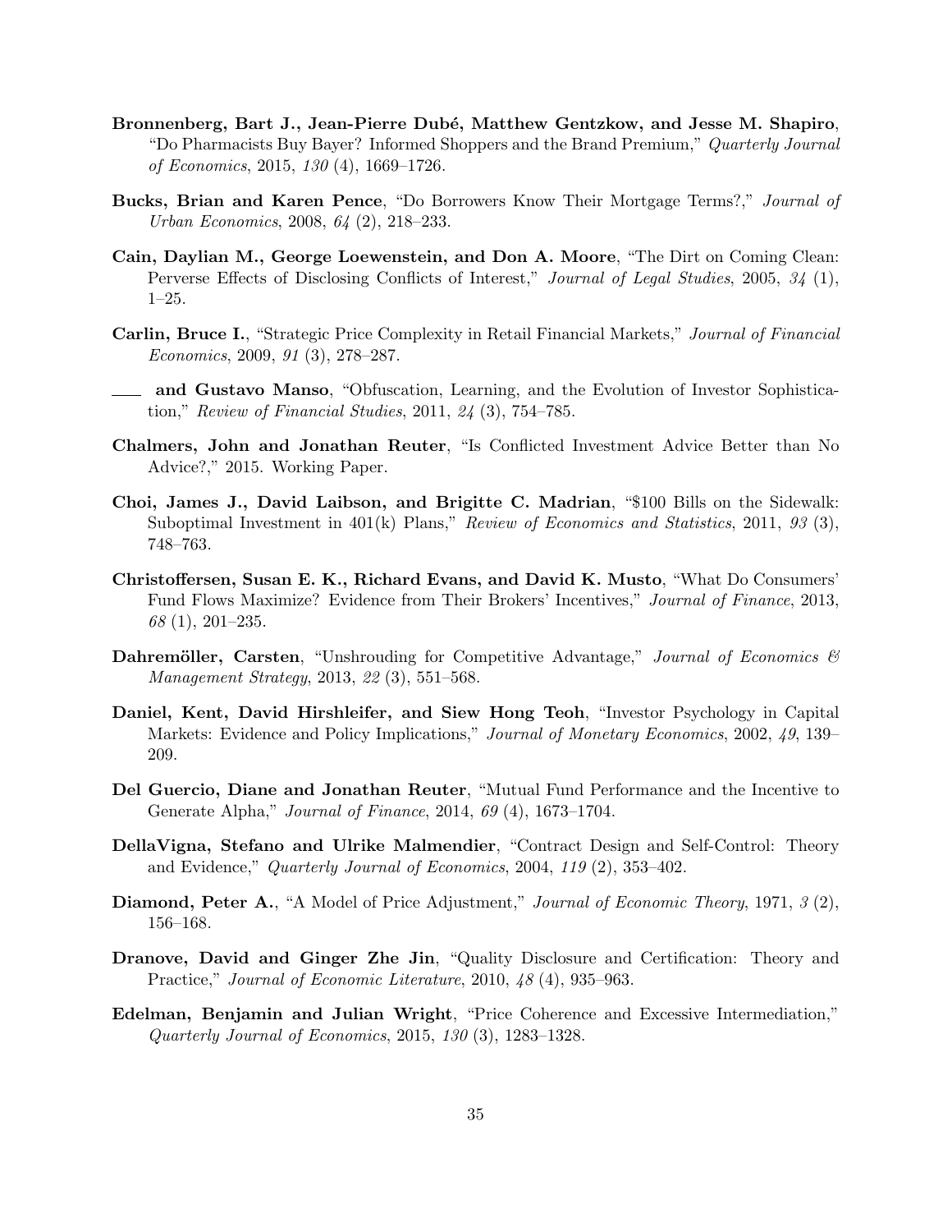**Bronnenberg, Bart J., Jean-Pierre Dubé, Matthew Gentzkow, and Jesse M. Shapiro**, "Do Pharmacists Buy Bayer? Informed Shoppers and the Brand Premium," *Quarterly Journal of Economics*, 2015, *130* (4), 1669–1726.

**Bucks, Brian and Karen Pence**, "Do Borrowers Know Their Mortgage Terms?," *Journal of Urban Economics*, 2008, *64* (2), 218–233.

**Cain, Daylian M., George Loewenstein, and Don A. Moore**, "The Dirt on Coming Clean: Perverse Effects of Disclosing Conflicts of Interest," *Journal of Legal Studies*, 2005, *34* (1), 1–25.

**Carlin, Bruce I.**, "Strategic Price Complexity in Retail Financial Markets," *Journal of Financial Economics*, 2009, *91* (3), 278–287.

\_\_\_\_ **and Gustavo Manso**, "Obfuscation, Learning, and the Evolution of Investor Sophistication," *Review of Financial Studies*, 2011, *24* (3), 754–785.

**Chalmers, John and Jonathan Reuter**, "Is Conflicted Investment Advice Better than No Advice?," 2015. Working Paper.

**Choi, James J., David Laibson, and Brigitte C. Madrian**, "$100 Bills on the Sidewalk: Suboptimal Investment in 401(k) Plans," *Review of Economics and Statistics*, 2011, *93* (3), 748–763.

**Christoffersen, Susan E. K., Richard Evans, and David K. Musto**, "What Do Consumers' Fund Flows Maximize? Evidence from Their Brokers' Incentives," *Journal of Finance*, 2013, *68* (1), 201–235.

**Dahremöller, Carsten**, "Unshrouding for Competitive Advantage," *Journal of Economics & Management Strategy*, 2013, *22* (3), 551–568.

**Daniel, Kent, David Hirshleifer, and Siew Hong Teoh**, "Investor Psychology in Capital Markets: Evidence and Policy Implications," *Journal of Monetary Economics*, 2002, *49*, 139–209.

**Del Guercio, Diane and Jonathan Reuter**, "Mutual Fund Performance and the Incentive to Generate Alpha," *Journal of Finance*, 2014, *69* (4), 1673–1704.

**DellaVigna, Stefano and Ulrike Malmendier**, "Contract Design and Self-Control: Theory and Evidence," *Quarterly Journal of Economics*, 2004, *119* (2), 353–402.

**Diamond, Peter A.**, "A Model of Price Adjustment," *Journal of Economic Theory*, 1971, *3* (2), 156–168.

**Dranove, David and Ginger Zhe Jin**, "Quality Disclosure and Certification: Theory and Practice," *Journal of Economic Literature*, 2010, *48* (4), 935–963.

**Edelman, Benjamin and Julian Wright**, "Price Coherence and Excessive Intermediation," *Quarterly Journal of Economics*, 2015, *130* (3), 1283–1328.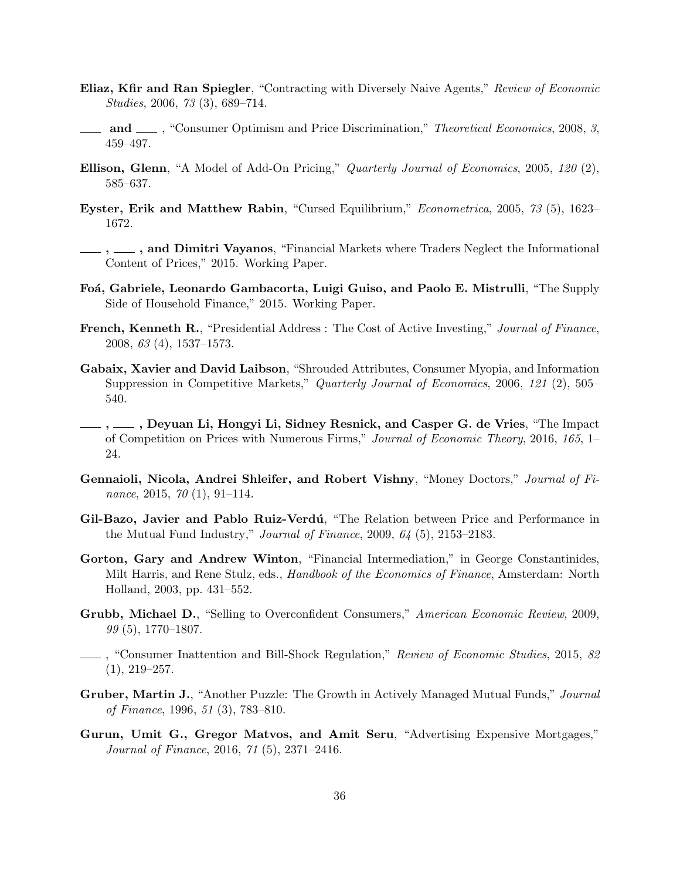**Eliaz, Kfir and Ran Spiegler**, "Contracting with Diversely Naive Agents," *Review of Economic Studies*, 2006, *73* (3), 689–714.

**___ and ___** , "Consumer Optimism and Price Discrimination," *Theoretical Economics*, 2008, *3*, 459–497.

**Ellison, Glenn**, "A Model of Add-On Pricing," *Quarterly Journal of Economics*, 2005, *120* (2), 585–637.

**Eyster, Erik and Matthew Rabin**, "Cursed Equilibrium," *Econometrica*, 2005, *73* (5), 1623–1672.

**___ , ___ , and Dimitri Vayanos**, "Financial Markets where Traders Neglect the Informational Content of Prices," 2015. Working Paper.

**Foá, Gabriele, Leonardo Gambacorta, Luigi Guiso, and Paolo E. Mistrulli**, "The Supply Side of Household Finance," 2015. Working Paper.

**French, Kenneth R.**, "Presidential Address : The Cost of Active Investing," *Journal of Finance*, 2008, *63* (4), 1537–1573.

**Gabaix, Xavier and David Laibson**, "Shrouded Attributes, Consumer Myopia, and Information Suppression in Competitive Markets," *Quarterly Journal of Economics*, 2006, *121* (2), 505–540.

**___ , ___ , Deyuan Li, Hongyi Li, Sidney Resnick, and Casper G. de Vries**, "The Impact of Competition on Prices with Numerous Firms," *Journal of Economic Theory*, 2016, *165*, 1–24.

**Gennaioli, Nicola, Andrei Shleifer, and Robert Vishny**, "Money Doctors," *Journal of Finance*, 2015, *70* (1), 91–114.

**Gil-Bazo, Javier and Pablo Ruiz-Verdú**, "The Relation between Price and Performance in the Mutual Fund Industry," *Journal of Finance*, 2009, *64* (5), 2153–2183.

**Gorton, Gary and Andrew Winton**, "Financial Intermediation," in George Constantinides, Milt Harris, and Rene Stulz, eds., *Handbook of the Economics of Finance*, Amsterdam: North Holland, 2003, pp. 431–552.

**Grubb, Michael D.**, "Selling to Overconfident Consumers," *American Economic Review*, 2009, *99* (5), 1770–1807.

**___** , "Consumer Inattention and Bill-Shock Regulation," *Review of Economic Studies*, 2015, *82* (1), 219–257.

**Gruber, Martin J.**, "Another Puzzle: The Growth in Actively Managed Mutual Funds," *Journal of Finance*, 1996, *51* (3), 783–810.

**Gurun, Umit G., Gregor Matvos, and Amit Seru**, "Advertising Expensive Mortgages," *Journal of Finance*, 2016, *71* (5), 2371–2416.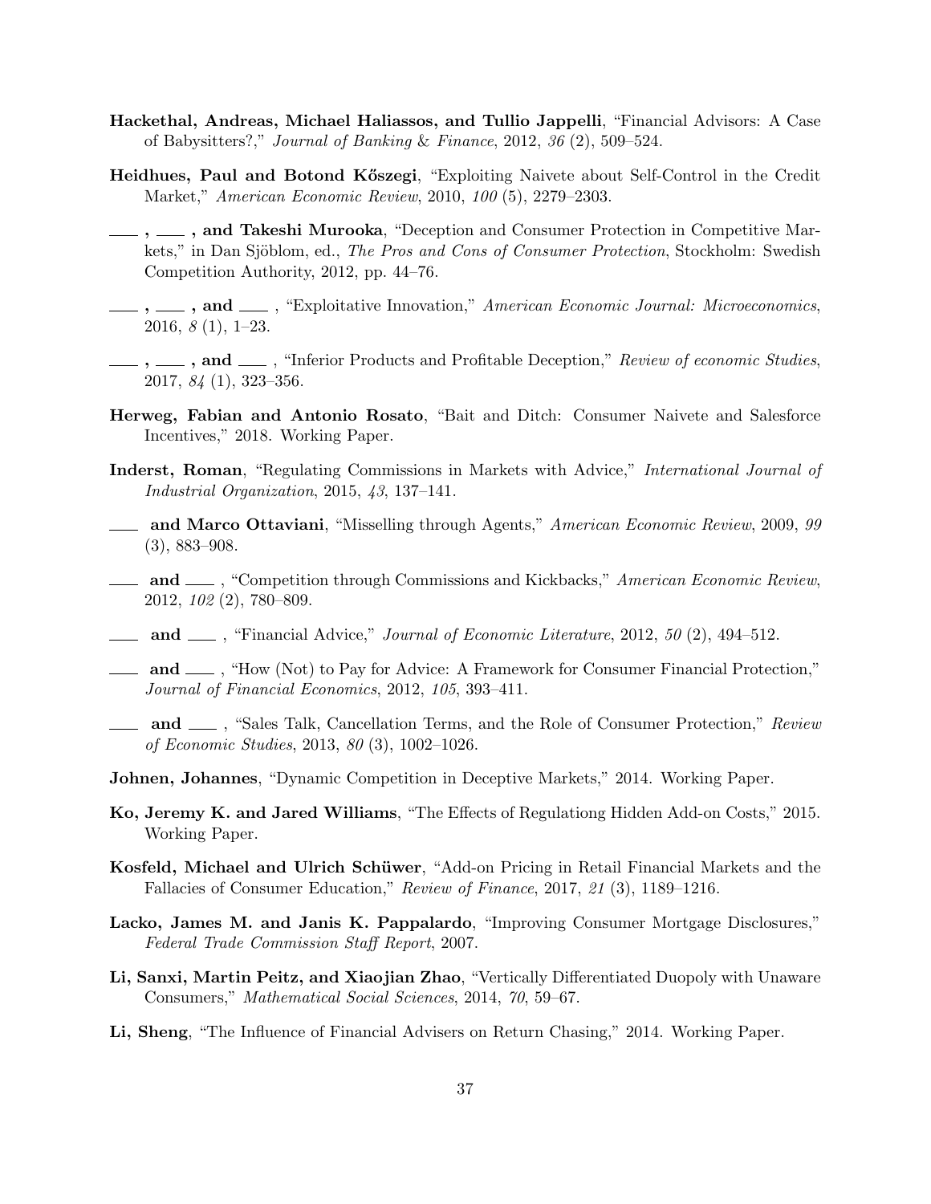**Hackethal, Andreas, Michael Haliassos, and Tullio Jappelli**, "Financial Advisors: A Case of Babysitters?," *Journal of Banking & Finance*, 2012, *36* (2), 509–524.

**Heidhues, Paul and Botond Kőszegi**, "Exploiting Naivete about Self-Control in the Credit Market," *American Economic Review*, 2010, *100* (5), 2279–2303.

**___ , ___ , and Takeshi Murooka**, "Deception and Consumer Protection in Competitive Markets," in Dan Sjöblom, ed., *The Pros and Cons of Consumer Protection*, Stockholm: Swedish Competition Authority, 2012, pp. 44–76.

**___ , ___ , and ___** , "Exploitative Innovation," *American Economic Journal: Microeconomics*, 2016, *8* (1), 1–23.

**___ , ___ , and ___** , "Inferior Products and Profitable Deception," *Review of economic Studies*, 2017, *84* (1), 323–356.

**Herweg, Fabian and Antonio Rosato**, "Bait and Ditch: Consumer Naivete and Salesforce Incentives," 2018. Working Paper.

**Inderst, Roman**, "Regulating Commissions in Markets with Advice," *International Journal of Industrial Organization*, 2015, *43*, 137–141.

**___ and Marco Ottaviani**, "Misselling through Agents," *American Economic Review*, 2009, *99* (3), 883–908.

**___ and ___** , "Competition through Commissions and Kickbacks," *American Economic Review*, 2012, *102* (2), 780–809.

**___ and ___** , "Financial Advice," *Journal of Economic Literature*, 2012, *50* (2), 494–512.

**___ and ___** , "How (Not) to Pay for Advice: A Framework for Consumer Financial Protection," *Journal of Financial Economics*, 2012, *105*, 393–411.

**___ and ___** , "Sales Talk, Cancellation Terms, and the Role of Consumer Protection," *Review of Economic Studies*, 2013, *80* (3), 1002–1026.

**Johnen, Johannes**, "Dynamic Competition in Deceptive Markets," 2014. Working Paper.

**Ko, Jeremy K. and Jared Williams**, "The Effects of Regulationg Hidden Add-on Costs," 2015. Working Paper.

**Kosfeld, Michael and Ulrich Schüwer**, "Add-on Pricing in Retail Financial Markets and the Fallacies of Consumer Education," *Review of Finance*, 2017, *21* (3), 1189–1216.

**Lacko, James M. and Janis K. Pappalardo**, "Improving Consumer Mortgage Disclosures," *Federal Trade Commission Staff Report*, 2007.

**Li, Sanxi, Martin Peitz, and Xiaojian Zhao**, "Vertically Differentiated Duopoly with Unaware Consumers," *Mathematical Social Sciences*, 2014, *70*, 59–67.

**Li, Sheng**, "The Influence of Financial Advisers on Return Chasing," 2014. Working Paper.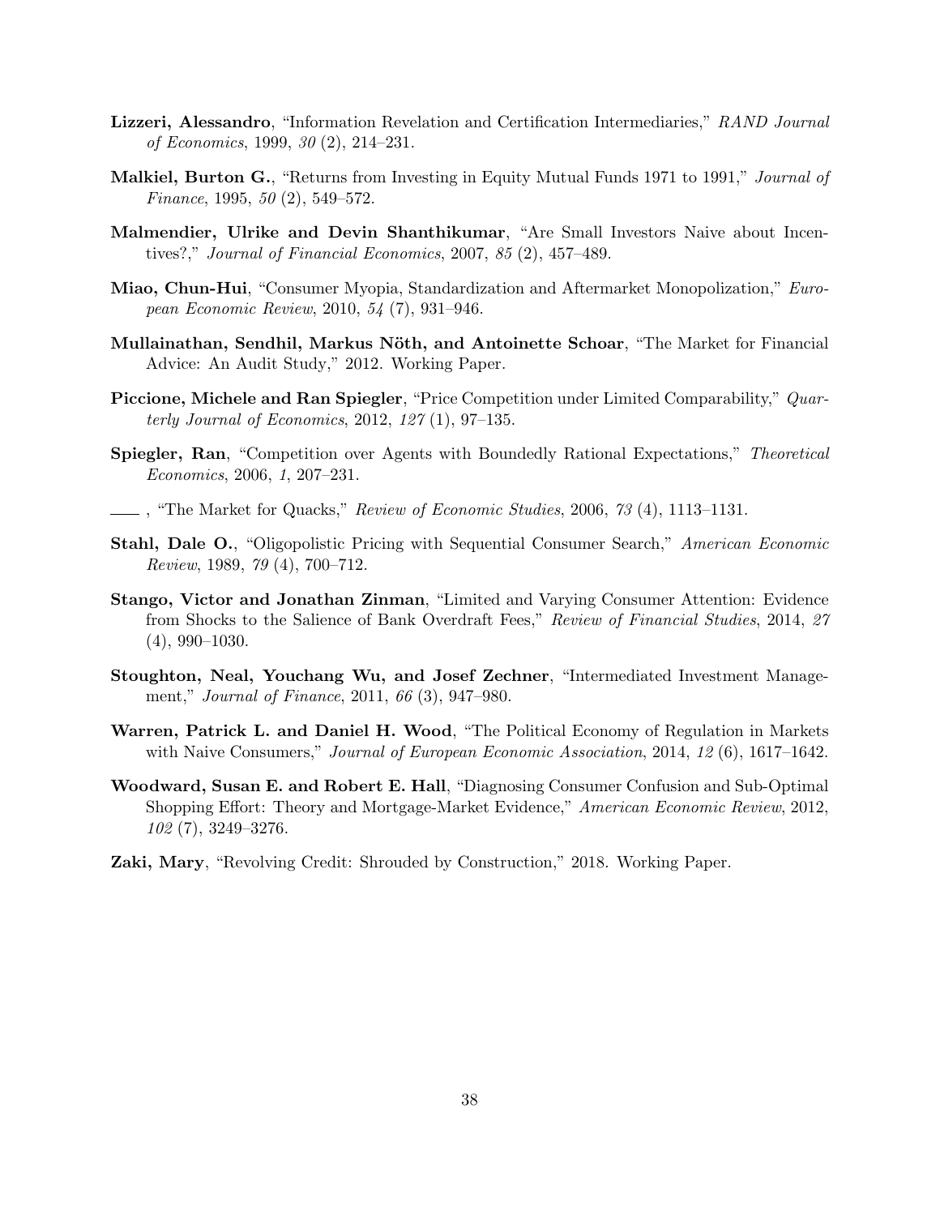**Lizzeri, Alessandro**, "Information Revelation and Certification Intermediaries," *RAND Journal of Economics*, 1999, *30* (2), 214–231.

**Malkiel, Burton G.**, "Returns from Investing in Equity Mutual Funds 1971 to 1991," *Journal of Finance*, 1995, *50* (2), 549–572.

**Malmendier, Ulrike and Devin Shanthikumar**, "Are Small Investors Naive about Incentives?," *Journal of Financial Economics*, 2007, *85* (2), 457–489.

**Miao, Chun-Hui**, "Consumer Myopia, Standardization and Aftermarket Monopolization," *European Economic Review*, 2010, *54* (7), 931–946.

**Mullainathan, Sendhil, Markus Nöth, and Antoinette Schoar**, "The Market for Financial Advice: An Audit Study," 2012. Working Paper.

**Piccione, Michele and Ran Spiegler**, "Price Competition under Limited Comparability," *Quarterly Journal of Economics*, 2012, *127* (1), 97–135.

**Spiegler, Ran**, "Competition over Agents with Boundedly Rational Expectations," *Theoretical Economics*, 2006, *1*, 207–231.

——, "The Market for Quacks," *Review of Economic Studies*, 2006, *73* (4), 1113–1131.

**Stahl, Dale O.**, "Oligopolistic Pricing with Sequential Consumer Search," *American Economic Review*, 1989, *79* (4), 700–712.

**Stango, Victor and Jonathan Zinman**, "Limited and Varying Consumer Attention: Evidence from Shocks to the Salience of Bank Overdraft Fees," *Review of Financial Studies*, 2014, *27* (4), 990–1030.

**Stoughton, Neal, Youchang Wu, and Josef Zechner**, "Intermediated Investment Management," *Journal of Finance*, 2011, *66* (3), 947–980.

**Warren, Patrick L. and Daniel H. Wood**, "The Political Economy of Regulation in Markets with Naive Consumers," *Journal of European Economic Association*, 2014, *12* (6), 1617–1642.

**Woodward, Susan E. and Robert E. Hall**, "Diagnosing Consumer Confusion and Sub-Optimal Shopping Effort: Theory and Mortgage-Market Evidence," *American Economic Review*, 2012, *102* (7), 3249–3276.

**Zaki, Mary**, "Revolving Credit: Shrouded by Construction," 2018. Working Paper.